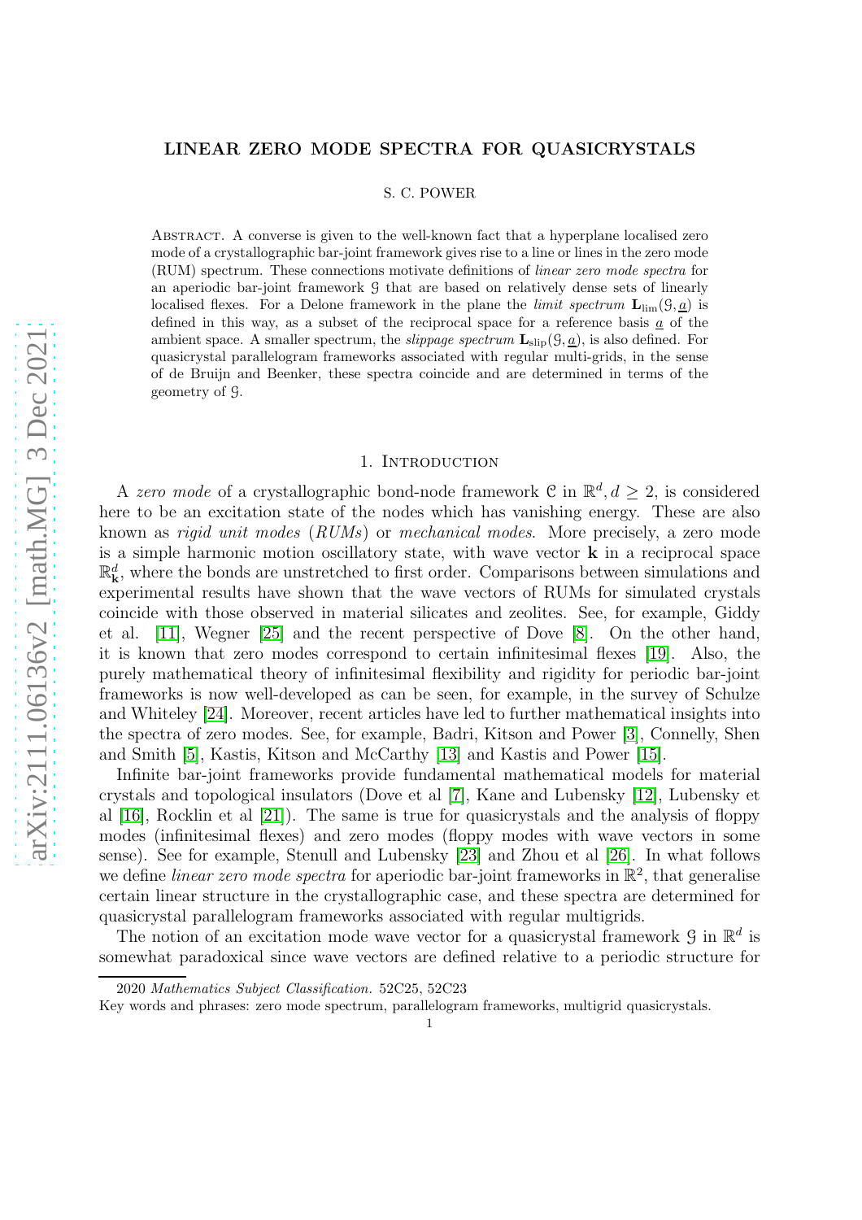# LINEAR ZERO MODE SPECTRA FOR QUASICRYSTALS

S. C. POWER

Abstract. A converse is given to the well-known fact that a hyperplane localised zero mode of a crystallographic bar-joint framework gives rise to a line or lines in the zero mode (RUM) spectrum. These connections motivate definitions of *linear zero mode spectra* for an aperiodic bar-joint framework $\mathcal{G}$ that are based on relatively dense sets of linearly localised flexes. For a Delone framework in the plane the *limit spectrum* $\mathbf{L}_{\lim}(\mathcal{G}, \underline{a})$ is defined in this way, as a subset of the reciprocal space for a reference basis $\underline{a}$ of the ambient space. A smaller spectrum, the *slippage spectrum* $\mathbf{L}_{\text{slip}}(\mathcal{G}, \underline{a})$, is also defined. For quasicrystal parallelogram frameworks associated with regular multi-grids, in the sense of de Bruijn and Beenker, these spectra coincide and are determined in terms of the geometry of $\mathcal{G}$.

## 1. Introduction

A *zero mode* of a crystallographic bond-node framework $\mathcal{C}$ in $\mathbb{R}^d, d \geq 2$, is considered here to be an excitation state of the nodes which has vanishing energy. These are also known as *rigid unit modes* (*RUMs*) or *mechanical modes*. More precisely, a zero mode is a simple harmonic motion oscillatory state, with wave vector $\mathbf{k}$ in a reciprocal space $\mathbb{R}^d_{\mathbf{k}}$, where the bonds are unstretched to first order. Comparisons between simulations and experimental results have shown that the wave vectors of RUMs for simulated crystals coincide with those observed in material silicates and zeolites. See, for example, Giddy et al. [11], Wegner [25] and the recent perspective of Dove [8]. On the other hand, it is known that zero modes correspond to certain infinitesimal flexes [19]. Also, the purely mathematical theory of infinitesimal flexibility and rigidity for periodic bar-joint frameworks is now well-developed as can be seen, for example, in the survey of Schulze and Whiteley [24]. Moreover, recent articles have led to further mathematical insights into the spectra of zero modes. See, for example, Badri, Kitson and Power [3], Connelly, Shen and Smith [5], Kastis, Kitson and McCarthy [13] and Kastis and Power [15].

Infinite bar-joint frameworks provide fundamental mathematical models for material crystals and topological insulators (Dove et al [7], Kane and Lubensky [12], Lubensky et al [16], Rocklin et al [21]). The same is true for quasicrystals and the analysis of floppy modes (infinitesimal flexes) and zero modes (floppy modes with wave vectors in some sense). See for example, Stenull and Lubensky [23] and Zhou et al [26]. In what follows we define *linear zero mode spectra* for aperiodic bar-joint frameworks in $\mathbb{R}^2$, that generalise certain linear structure in the crystallographic case, and these spectra are determined for quasicrystal parallelogram frameworks associated with regular multigrids.

The notion of an excitation mode wave vector for a quasicrystal framework $\mathcal{G}$ in $\mathbb{R}^d$ is somewhat paradoxical since wave vectors are defined relative to a periodic structure for

2020 *Mathematics Subject Classification.* 52C25, 52C23

Key words and phrases: zero mode spectrum, parallelogram frameworks, multigrid quasicrystals.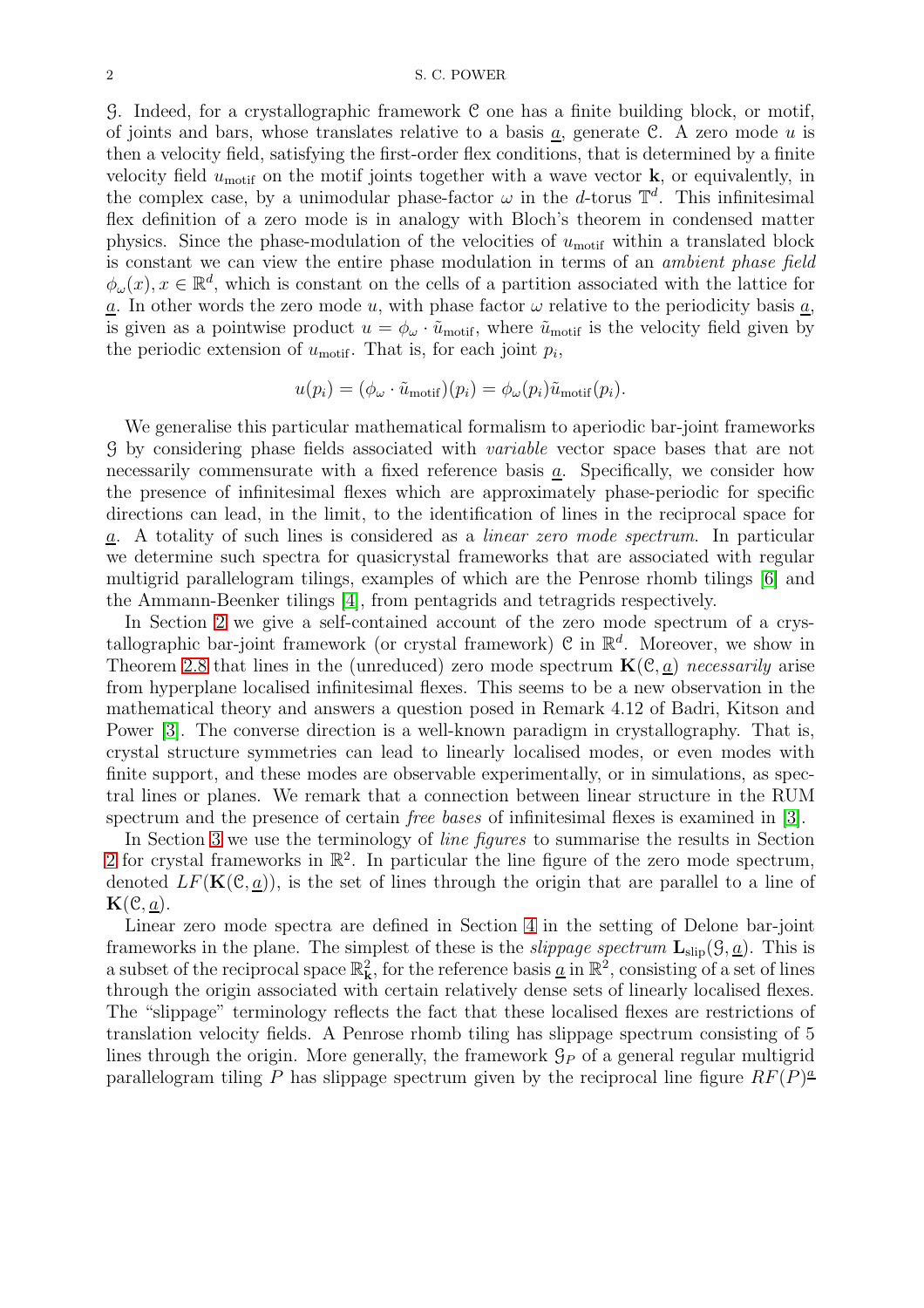$\mathcal{G}$. Indeed, for a crystallographic framework $\mathcal{C}$ one has a finite building block, or motif, of joints and bars, whose translates relative to a basis $\underline{a}$, generate $\mathcal{C}$. A zero mode $u$ is then a velocity field, satisfying the first-order flex conditions, that is determined by a finite velocity field $u_{\text{motif}}$ on the motif joints together with a wave vector $\mathbf{k}$, or equivalently, in the complex case, by a unimodular phase-factor $\omega$ in the $d$-torus $\mathbb{T}^d$. This infinitesimal flex definition of a zero mode is in analogy with Bloch's theorem in condensed matter physics. Since the phase-modulation of the velocities of $u_{\text{motif}}$ within a translated block is constant we can view the entire phase modulation in terms of an *ambient phase field* $\phi_\omega(x), x \in \mathbb{R}^d$, which is constant on the cells of a partition associated with the lattice for $\underline{a}$. In other words the zero mode $u$, with phase factor $\omega$ relative to the periodicity basis $\underline{a}$, is given as a pointwise product $u = \phi_\omega \cdot \tilde{u}_{\text{motif}}$, where $\tilde{u}_{\text{motif}}$ is the velocity field given by the periodic extension of $u_{\text{motif}}$. That is, for each joint $p_i$,

$$u(p_i) = (\phi_\omega \cdot \tilde{u}_{\text{motif}})(p_i) = \phi_\omega(p_i)\tilde{u}_{\text{motif}}(p_i).$$

We generalise this particular mathematical formalism to aperiodic bar-joint frameworks $\mathcal{G}$ by considering phase fields associated with *variable* vector space bases that are not necessarily commensurate with a fixed reference basis $\underline{a}$. Specifically, we consider how the presence of infinitesimal flexes which are approximately phase-periodic for specific directions can lead, in the limit, to the identification of lines in the reciprocal space for $\underline{a}$. A totality of such lines is considered as a *linear zero mode spectrum*. In particular we determine such spectra for quasicrystal frameworks that are associated with regular multigrid parallelogram tilings, examples of which are the Penrose rhomb tilings [6] and the Ammann-Beenker tilings [4], from pentagrids and tetragrids respectively.

In Section 2 we give a self-contained account of the zero mode spectrum of a crystallographic bar-joint framework (or crystal framework) $\mathcal{C}$ in $\mathbb{R}^d$. Moreover, we show in Theorem 2.8 that lines in the (unreduced) zero mode spectrum $\mathbf{K}(\mathcal{C}, \underline{a})$ *necessarily* arise from hyperplane localised infinitesimal flexes. This seems to be a new observation in the mathematical theory and answers a question posed in Remark 4.12 of Badri, Kitson and Power [3]. The converse direction is a well-known paradigm in crystallography. That is, crystal structure symmetries can lead to linearly localised modes, or even modes with finite support, and these modes are observable experimentally, or in simulations, as spectral lines or planes. We remark that a connection between linear structure in the RUM spectrum and the presence of certain *free bases* of infinitesimal flexes is examined in [3].

In Section 3 we use the terminology of *line figures* to summarise the results in Section 2 for crystal frameworks in $\mathbb{R}^2$. In particular the line figure of the zero mode spectrum, denoted $LF(\mathbf{K}(\mathcal{C}, \underline{a}))$, is the set of lines through the origin that are parallel to a line of $\mathbf{K}(\mathcal{C}, \underline{a})$.

Linear zero mode spectra are defined in Section 4 in the setting of Delone bar-joint frameworks in the plane. The simplest of these is the *slippage spectrum* $\mathbf{L}_{\text{slip}}(\mathcal{G}, \underline{a})$. This is a subset of the reciprocal space $\mathbb{R}^2_{\mathbf{k}}$, for the reference basis $\underline{a}$ in $\mathbb{R}^2$, consisting of a set of lines through the origin associated with certain relatively dense sets of linearly localised flexes. The "slippage" terminology reflects the fact that these localised flexes are restrictions of translation velocity fields. A Penrose rhomb tiling has slippage spectrum consisting of 5 lines through the origin. More generally, the framework $\mathcal{G}_P$ of a general regular multigrid parallelogram tiling $P$ has slippage spectrum given by the reciprocal line figure $RF(P)^{\underline{a}}$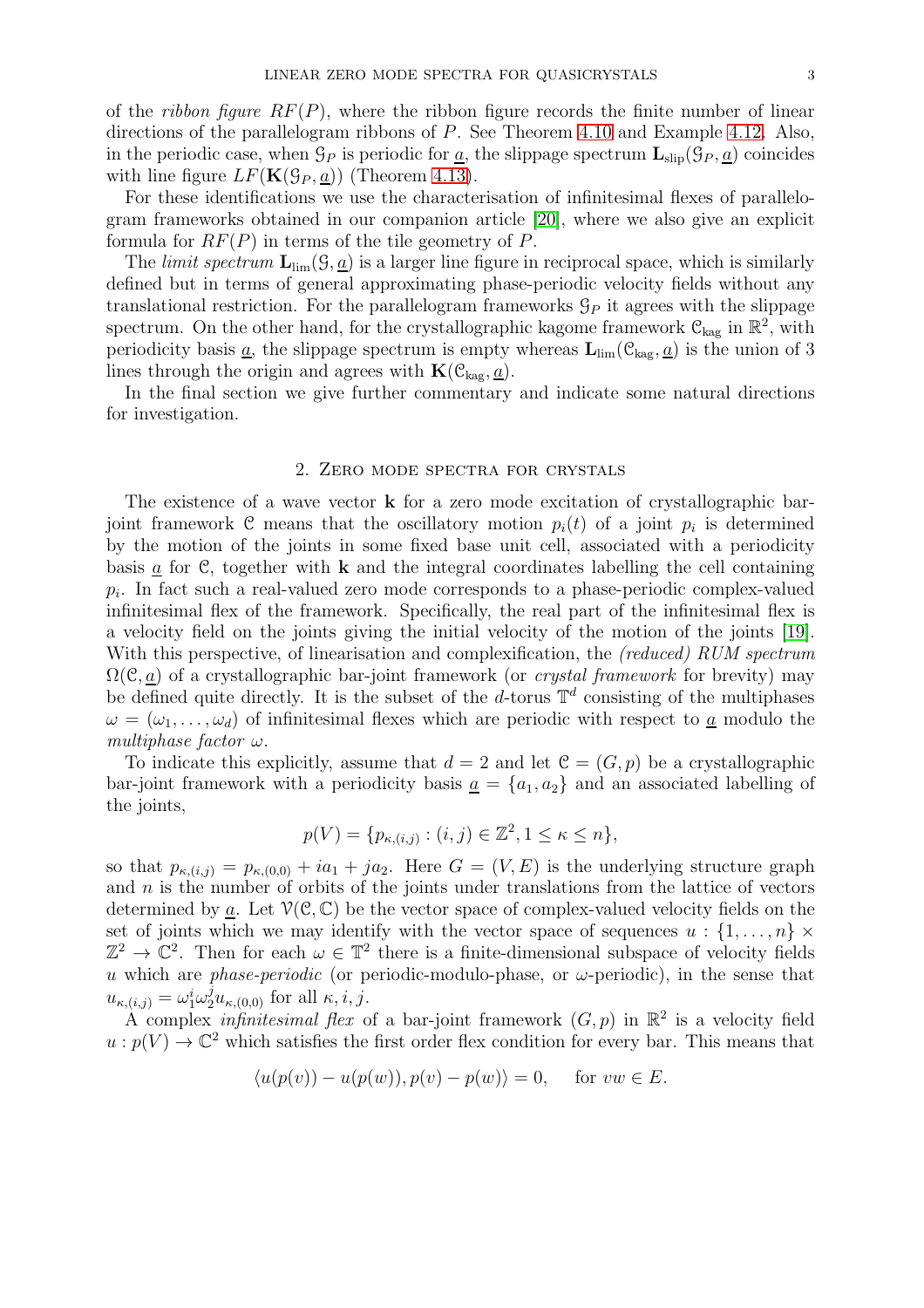of the *ribbon figure* $RF(P)$, where the ribbon figure records the finite number of linear directions of the parallelogram ribbons of $P$. See Theorem 4.10 and Example 4.12. Also, in the periodic case, when $\mathcal{G}_P$ is periodic for $\underline{a}$, the slippage spectrum $\mathbf{L}_{\text{slip}}(\mathcal{G}_P, \underline{a})$ coincides with line figure $LF(\mathbf{K}(\mathcal{G}_P, \underline{a}))$ (Theorem 4.13).

For these identifications we use the characterisation of infinitesimal flexes of parallelogram frameworks obtained in our companion article [20], where we also give an explicit formula for $RF(P)$ in terms of the tile geometry of $P$.

The *limit spectrum* $\mathbf{L}_{\text{lim}}(\mathcal{G}, \underline{a})$ is a larger line figure in reciprocal space, which is similarly defined but in terms of general approximating phase-periodic velocity fields without any translational restriction. For the parallelogram frameworks $\mathcal{G}_P$ it agrees with the slippage spectrum. On the other hand, for the crystallographic kagome framework $\mathcal{C}_{\text{kag}}$ in $\mathbb{R}^2$, with periodicity basis $\underline{a}$, the slippage spectrum is empty whereas $\mathbf{L}_{\text{lim}}(\mathcal{C}_{\text{kag}}, \underline{a})$ is the union of 3 lines through the origin and agrees with $\mathbf{K}(\mathcal{C}_{\text{kag}}, \underline{a})$.

In the final section we give further commentary and indicate some natural directions for investigation.

## 2. Zero mode spectra for crystals

The existence of a wave vector $\mathbf{k}$ for a zero mode excitation of crystallographic bar-joint framework $\mathcal{C}$ means that the oscillatory motion $p_i(t)$ of a joint $p_i$ is determined by the motion of the joints in some fixed base unit cell, associated with a periodicity basis $\underline{a}$ for $\mathcal{C}$, together with $\mathbf{k}$ and the integral coordinates labelling the cell containing $p_i$. In fact such a real-valued zero mode corresponds to a phase-periodic complex-valued infinitesimal flex of the framework. Specifically, the real part of the infinitesimal flex is a velocity field on the joints giving the initial velocity of the motion of the joints [19]. With this perspective, of linearisation and complexification, the *(reduced) RUM spectrum* $\Omega(\mathcal{C}, \underline{a})$ of a crystallographic bar-joint framework (or *crystal framework* for brevity) may be defined quite directly. It is the subset of the $d$-torus $\mathbb{T}^d$ consisting of the multiphases $\omega = (\omega_1, \dots, \omega_d)$ of infinitesimal flexes which are periodic with respect to $\underline{a}$ modulo the *multiphase factor* $\omega$.

To indicate this explicitly, assume that $d = 2$ and let $\mathcal{C} = (G, p)$ be a crystallographic bar-joint framework with a periodicity basis $\underline{a} = \{a_1, a_2\}$ and an associated labelling of the joints,

$$p(V) = \{p_{\kappa,(i,j)} : (i, j) \in \mathbb{Z}^2, 1 \leq \kappa \leq n\},$$

so that $p_{\kappa,(i,j)} = p_{\kappa,(0,0)} + ia_1 + ja_2$. Here $G = (V, E)$ is the underlying structure graph and $n$ is the number of orbits of the joints under translations from the lattice of vectors determined by $\underline{a}$. Let $\mathcal{V}(\mathcal{C}, \mathbb{C})$ be the vector space of complex-valued velocity fields on the set of joints which we may identify with the vector space of sequences $u : \{1, \dots, n\} \times \mathbb{Z}^2 \to \mathbb{C}^2$. Then for each $\omega \in \mathbb{T}^2$ there is a finite-dimensional subspace of velocity fields $u$ which are *phase-periodic* (or periodic-modulo-phase, or $\omega$-periodic), in the sense that $u_{\kappa,(i,j)} = \omega_1^i \omega_2^j u_{\kappa,(0,0)}$ for all $\kappa, i, j$.

A complex *infinitesimal flex* of a bar-joint framework $(G, p)$ in $\mathbb{R}^2$ is a velocity field $u : p(V) \to \mathbb{C}^2$ which satisfies the first order flex condition for every bar. This means that

$$\langle u(p(v)) - u(p(w)), p(v) - p(w) \rangle = 0, \quad \text{ for } vw \in E.$$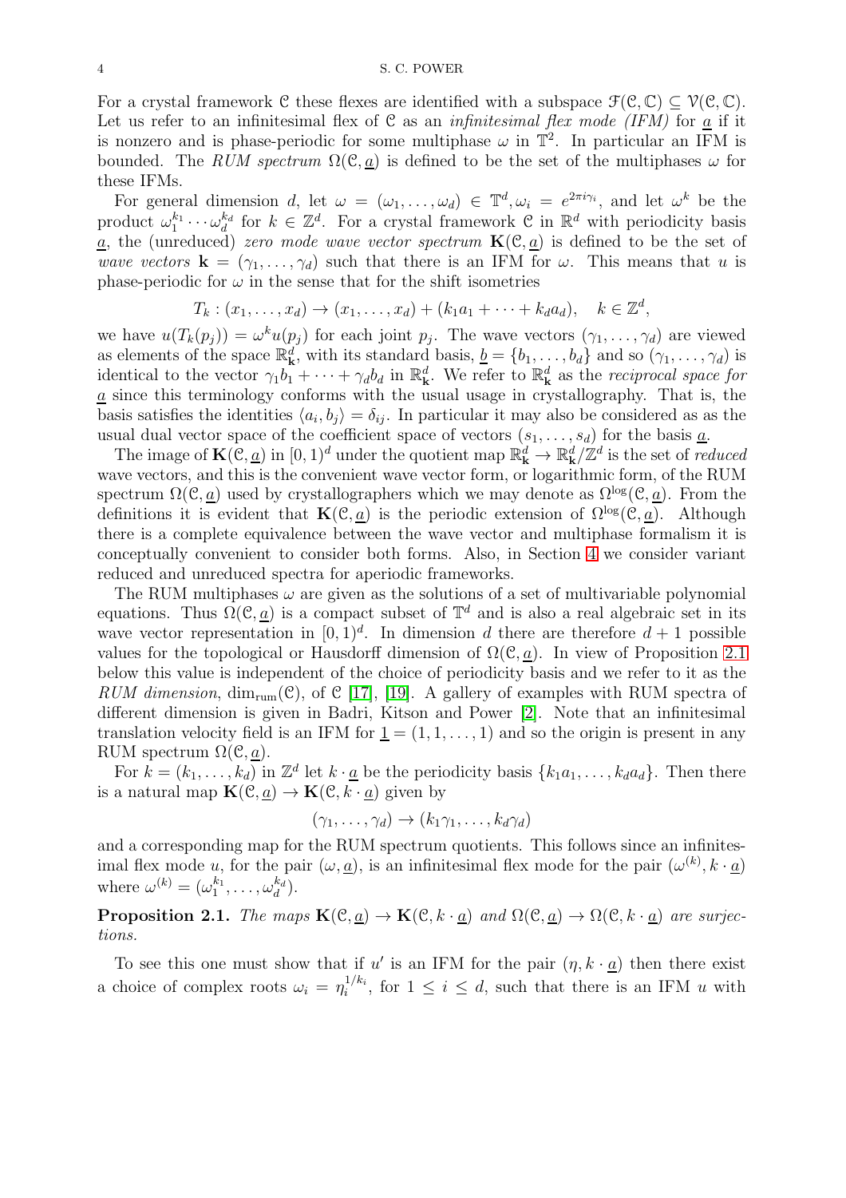For a crystal framework $\mathcal{C}$ these flexes are identified with a subspace $\mathcal{F}(\mathcal{C}, \mathbb{C}) \subseteq \mathcal{V}(\mathcal{C}, \mathbb{C})$. Let us refer to an infinitesimal flex of $\mathcal{C}$ as an *infinitesimal flex mode (IFM)* for $\underline{a}$ if it is nonzero and is phase-periodic for some multiphase $\omega$ in $\mathbb{T}^2$. In particular an IFM is bounded. The *RUM spectrum* $\Omega(\mathcal{C}, \underline{a})$ is defined to be the set of the multiphases $\omega$ for these IFMs.

For general dimension $d$, let $\omega = (\omega_1, \dots, \omega_d) \in \mathbb{T}^d, \omega_i = e^{2\pi i \gamma_i}$, and let $\omega^k$ be the product $\omega_1^{k_1} \cdots \omega_d^{k_d}$ for $k \in \mathbb{Z}^d$. For a crystal framework $\mathcal{C}$ in $\mathbb{R}^d$ with periodicity basis $\underline{a}$, the (unreduced) *zero mode wave vector spectrum* $\mathbf{K}(\mathcal{C}, \underline{a})$ is defined to be the set of *wave vectors* $\mathbf{k} = (\gamma_1, \dots, \gamma_d)$ such that there is an IFM for $\omega$. This means that $u$ is phase-periodic for $\omega$ in the sense that for the shift isometries

$$T_k : (x_1, \dots, x_d) \to (x_1, \dots, x_d) + (k_1 a_1 + \dots + k_d a_d), \quad k \in \mathbb{Z}^d,$$

we have $u(T_k(p_j)) = \omega^k u(p_j)$ for each joint $p_j$. The wave vectors $(\gamma_1, \dots, \gamma_d)$ are viewed as elements of the space $\mathbb{R}^d_{\mathbf{k}}$, with its standard basis, $\underline{b} = \{b_1, \dots, b_d\}$ and so $(\gamma_1, \dots, \gamma_d)$ is identical to the vector $\gamma_1 b_1 + \dots + \gamma_d b_d$ in $\mathbb{R}^d_{\mathbf{k}}$. We refer to $\mathbb{R}^d_{\mathbf{k}}$ as the *reciprocal space for* $\underline{a}$ since this terminology conforms with the usual usage in crystallography. That is, the basis satisfies the identities $\langle a_i, b_j \rangle = \delta_{ij}$. In particular it may also be considered as as the usual dual vector space of the coefficient space of vectors $(s_1, \dots, s_d)$ for the basis $\underline{a}$.

The image of $\mathbf{K}(\mathcal{C}, \underline{a})$ in $[0, 1)^d$ under the quotient map $\mathbb{R}^d_{\mathbf{k}} \to \mathbb{R}^d_{\mathbf{k}}/\mathbb{Z}^d$ is the set of *reduced* wave vectors, and this is the convenient wave vector form, or logarithmic form, of the RUM spectrum $\Omega(\mathcal{C}, \underline{a})$ used by crystallographers which we may denote as $\Omega^{\log}(\mathcal{C}, \underline{a})$. From the definitions it is evident that $\mathbf{K}(\mathcal{C}, \underline{a})$ is the periodic extension of $\Omega^{\log}(\mathcal{C}, \underline{a})$. Although there is a complete equivalence between the wave vector and multiphase formalism it is conceptually convenient to consider both forms. Also, in Section 4 we consider variant reduced and unreduced spectra for aperiodic frameworks.

The RUM multiphases $\omega$ are given as the solutions of a set of multivariable polynomial equations. Thus $\Omega(\mathcal{C}, \underline{a})$ is a compact subset of $\mathbb{T}^d$ and is also a real algebraic set in its wave vector representation in $[0, 1)^d$. In dimension $d$ there are therefore $d + 1$ possible values for the topological or Hausdorff dimension of $\Omega(\mathcal{C}, \underline{a})$. In view of Proposition 2.1 below this value is independent of the choice of periodicity basis and we refer to it as the *RUM dimension*, $\dim_{\text{rum}}(\mathcal{C})$, of $\mathcal{C}$ [17], [19]. A gallery of examples with RUM spectra of different dimension is given in Badri, Kitson and Power [2]. Note that an infinitesimal translation velocity field is an IFM for $\underline{1} = (1, 1, \dots, 1)$ and so the origin is present in any RUM spectrum $\Omega(\mathcal{C}, \underline{a})$.

For $k = (k_1, \dots, k_d)$ in $\mathbb{Z}^d$ let $k \cdot \underline{a}$ be the periodicity basis $\{k_1 a_1, \dots, k_d a_d\}$. Then there is a natural map $\mathbf{K}(\mathcal{C}, \underline{a}) \to \mathbf{K}(\mathcal{C}, k \cdot \underline{a})$ given by

$$(\gamma_1, \dots, \gamma_d) \to (k_1 \gamma_1, \dots, k_d \gamma_d)$$

and a corresponding map for the RUM spectrum quotients. This follows since an infinitesimal flex mode $u$, for the pair $(\omega, \underline{a})$, is an infinitesimal flex mode for the pair $(\omega^{(k)}, k \cdot \underline{a})$ where $\omega^{(k)} = (\omega_1^{k_1}, \dots, \omega_d^{k_d})$.

**Proposition 2.1.** *The maps $\mathbf{K}(\mathcal{C}, \underline{a}) \to \mathbf{K}(\mathcal{C}, k \cdot \underline{a})$ and $\Omega(\mathcal{C}, \underline{a}) \to \Omega(\mathcal{C}, k \cdot \underline{a})$ are surjections.*

To see this one must show that if $u'$ is an IFM for the pair $(\eta, k \cdot \underline{a})$ then there exist a choice of complex roots $\omega_i = \eta_i^{1/k_i}$, for $1 \le i \le d$, such that there is an IFM $u$ with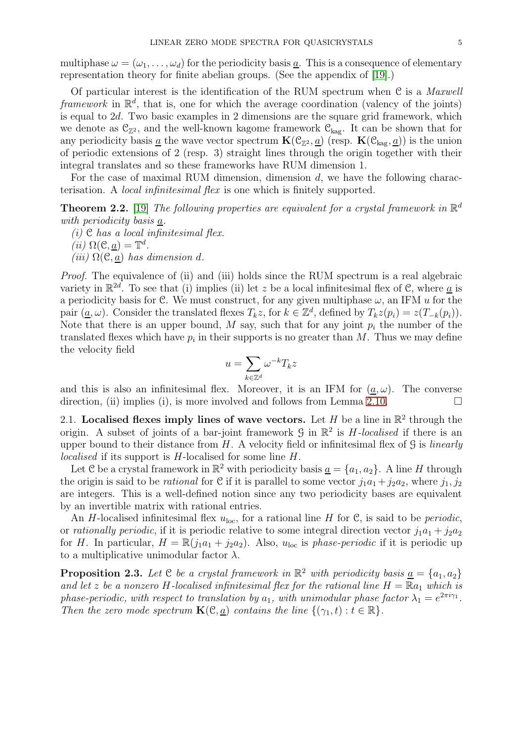multiphase $\omega = (\omega_1, \ldots, \omega_d)$ for the periodicity basis $\underline{a}$. This is a consequence of elementary representation theory for finite abelian groups. (See the appendix of [19].)

Of particular interest is the identification of the RUM spectrum when $\mathcal{C}$ is a *Maxwell framework* in $\mathbb{R}^d$, that is, one for which the average coordination (valency of the joints) is equal to $2d$. Two basic examples in 2 dimensions are the square grid framework, which we denote as $\mathcal{C}_{\mathbb{Z}^2}$, and the well-known kagome framework $\mathcal{C}_{\rm kag}$. It can be shown that for any periodicity basis $\underline{a}$ the wave vector spectrum $\mathbf{K}(\mathcal{C}_{\mathbb{Z}^2}, \underline{a})$ (resp. $\mathbf{K}(\mathcal{C}_{\rm kag}, \underline{a})$) is the union of periodic extensions of 2 (resp. 3) straight lines through the origin together with their integral translates and so these frameworks have RUM dimension 1.

For the case of maximal RUM dimension, dimension $d$, we have the following characterisation. A *local infinitesimal flex* is one which is finitely supported.

**Theorem 2.2.** [19] *The following properties are equivalent for a crystal framework in $\mathbb{R}^d$ with periodicity basis $\underline{a}$.*
*(i) $\mathcal{C}$ has a local infinitesimal flex.*
*(ii) $\Omega(\mathcal{C}, \underline{a}) = \mathbb{T}^d$.*
*(iii) $\Omega(\mathcal{C}, \underline{a})$ has dimension $d$.*

*Proof.* The equivalence of (ii) and (iii) holds since the RUM spectrum is a real algebraic variety in $\mathbb{R}^{2d}$. To see that (i) implies (ii) let $z$ be a local infinitesimal flex of $\mathcal{C}$, where $\underline{a}$ is a periodicity basis for $\mathcal{C}$. We must construct, for any given multiphase $\omega$, an IFM $u$ for the pair $(\underline{a}, \omega)$. Consider the translated flexes $T_k z$, for $k \in \mathbb{Z}^d$, defined by $T_k z(p_i) = z(T_{-k}(p_i))$. Note that there is an upper bound, $M$ say, such that for any joint $p_i$ the number of the translated flexes which have $p_i$ in their supports is no greater than $M$. Thus we may define the velocity field

$$u = \sum_{k \in \mathbb{Z}^d} \omega^{-k} T_k z$$

and this is also an infinitesimal flex. Moreover, it is an IFM for $(\underline{a}, \omega)$. The converse direction, (ii) implies (i), is more involved and follows from Lemma 2.10. $\square$

2.1. **Localised flexes imply lines of wave vectors.** Let $H$ be a line in $\mathbb{R}^2$ through the origin. A subset of joints of a bar-joint framework $\mathcal{G}$ in $\mathbb{R}^2$ is *$H$-localised* if there is an upper bound to their distance from $H$. A velocity field or infinitesimal flex of $\mathcal{G}$ is *linearly localised* if its support is $H$-localised for some line $H$.

Let $\mathcal{C}$ be a crystal framework in $\mathbb{R}^2$ with periodicity basis $\underline{a} = \{a_1, a_2\}$. A line $H$ through the origin is said to be *rational* for $\mathcal{C}$ if it is parallel to some vector $j_1 a_1 + j_2 a_2$, where $j_1, j_2$ are integers. This is a well-defined notion since any two periodicity bases are equivalent by an invertible matrix with rational entries.

An $H$-localised infinitesimal flex $u_{\rm loc}$, for a rational line $H$ for $\mathcal{C}$, is said to be *periodic*, or *rationally periodic*, if it is periodic relative to some integral direction vector $j_1 a_1 + j_2 a_2$ for $H$. In particular, $H = \mathbb{R}(j_1 a_1 + j_2 a_2)$. Also, $u_{\rm loc}$ is *phase-periodic* if it is periodic up to a multiplicative unimodular factor $\lambda$.

**Proposition 2.3.** *Let $\mathcal{C}$ be a crystal framework in $\mathbb{R}^2$ with periodicity basis $\underline{a} = \{a_1, a_2\}$ and let $z$ be a nonzero $H$-localised infinitesimal flex for the rational line $H = \mathbb{R}a_1$ which is phase-periodic, with respect to translation by $a_1$, with unimodular phase factor $\lambda_1 = e^{2\pi i \gamma_1}$. Then the zero mode spectrum $\mathbf{K}(\mathcal{C}, \underline{a})$ contains the line $\{(\gamma_1, t) : t \in \mathbb{R}\}$.*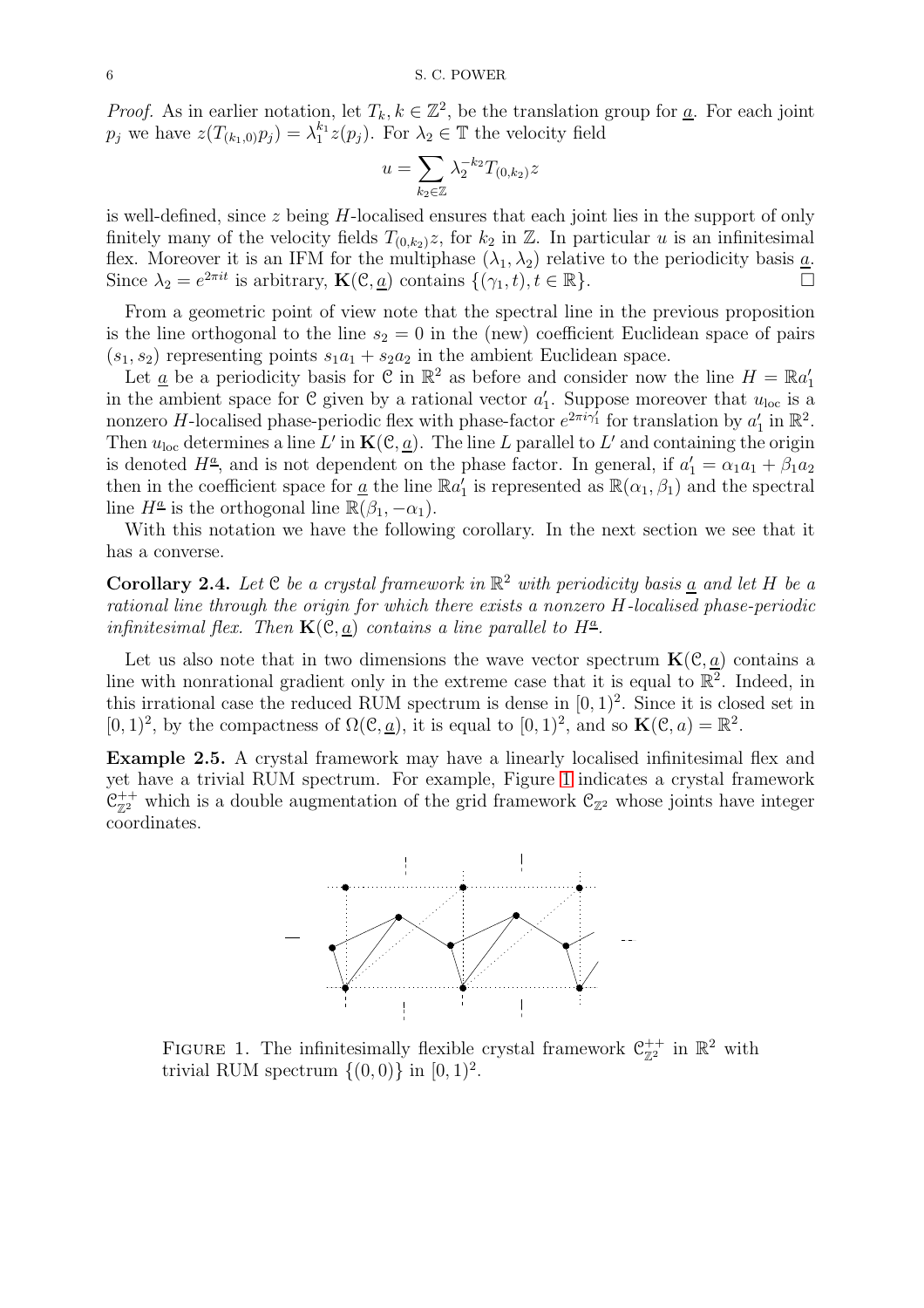*Proof.* As in earlier notation, let $T_k, k \in \mathbb{Z}^2$, be the translation group for $\underline{a}$. For each joint $p_j$ we have $z(T_{(k_1,0)}p_j) = \lambda_1^{k_1} z(p_j)$. For $\lambda_2 \in \mathbb{T}$ the velocity field

$$u = \sum_{k_2 \in \mathbb{Z}} \lambda_2^{-k_2} T_{(0,k_2)} z$$

is well-defined, since $z$ being $H$-localised ensures that each joint lies in the support of only finitely many of the velocity fields $T_{(0,k_2)}z$, for $k_2$ in $\mathbb{Z}$. In particular $u$ is an infinitesimal flex. Moreover it is an IFM for the multiphase $(\lambda_1, \lambda_2)$ relative to the periodicity basis $\underline{a}$. Since $\lambda_2 = e^{2\pi i t}$ is arbitrary, $\mathbf{K}(\mathcal{C}, \underline{a})$ contains $\{(\gamma_1, t), t \in \mathbb{R}\}$. □

From a geometric point of view note that the spectral line in the previous proposition is the line orthogonal to the line $s_2 = 0$ in the (new) coefficient Euclidean space of pairs $(s_1, s_2)$ representing points $s_1 a_1 + s_2 a_2$ in the ambient Euclidean space.

Let $\underline{a}$ be a periodicity basis for $\mathcal{C}$ in $\mathbb{R}^2$ as before and consider now the line $H = \mathbb{R}a'_1$ in the ambient space for $\mathcal{C}$ given by a rational vector $a'_1$. Suppose moreover that $u_{\text{loc}}$ is a nonzero $H$-localised phase-periodic flex with phase-factor $e^{2\pi i \gamma'_1}$ for translation by $a'_1$ in $\mathbb{R}^2$. Then $u_{\text{loc}}$ determines a line $L'$ in $\mathbf{K}(\mathcal{C}, \underline{a})$. The line $L$ parallel to $L'$ and containing the origin is denoted $H^{\underline{a}}$, and is not dependent on the phase factor. In general, if $a'_1 = \alpha_1 a_1 + \beta_1 a_2$ then in the coefficient space for $\underline{a}$ the line $\mathbb{R}a'_1$ is represented as $\mathbb{R}(\alpha_1, \beta_1)$ and the spectral line $H^{\underline{a}}$ is the orthogonal line $\mathbb{R}(\beta_1, -\alpha_1)$.

With this notation we have the following corollary. In the next section we see that it has a converse.

**Corollary 2.4.** *Let $\mathcal{C}$ be a crystal framework in $\mathbb{R}^2$ with periodicity basis $\underline{a}$ and let $H$ be a rational line through the origin for which there exists a nonzero $H$-localised phase-periodic infinitesimal flex. Then $\mathbf{K}(\mathcal{C}, \underline{a})$ contains a line parallel to $H^{\underline{a}}$.*

Let us also note that in two dimensions the wave vector spectrum $\mathbf{K}(\mathcal{C}, \underline{a})$ contains a line with nonrational gradient only in the extreme case that it is equal to $\mathbb{R}^2$. Indeed, in this irrational case the reduced RUM spectrum is dense in $[0,1)^2$. Since it is closed set in $[0,1)^2$, by the compactness of $\Omega(\mathcal{C}, \underline{a})$, it is equal to $[0,1)^2$, and so $\mathbf{K}(\mathcal{C}, a) = \mathbb{R}^2$.

**Example 2.5.** A crystal framework may have a linearly localised infinitesimal flex and yet have a trivial RUM spectrum. For example, Figure 1 indicates a crystal framework $\mathcal{C}_{\mathbb{Z}^2}^{++}$ which is a double augmentation of the grid framework $\mathcal{C}_{\mathbb{Z}^2}$ whose joints have integer coordinates.

FIGURE 1. The infinitesimally flexible crystal framework $\mathcal{C}_{\mathbb{Z}^2}^{++}$ in $\mathbb{R}^2$ with trivial RUM spectrum $\{(0,0)\}$ in $[0,1)^2$.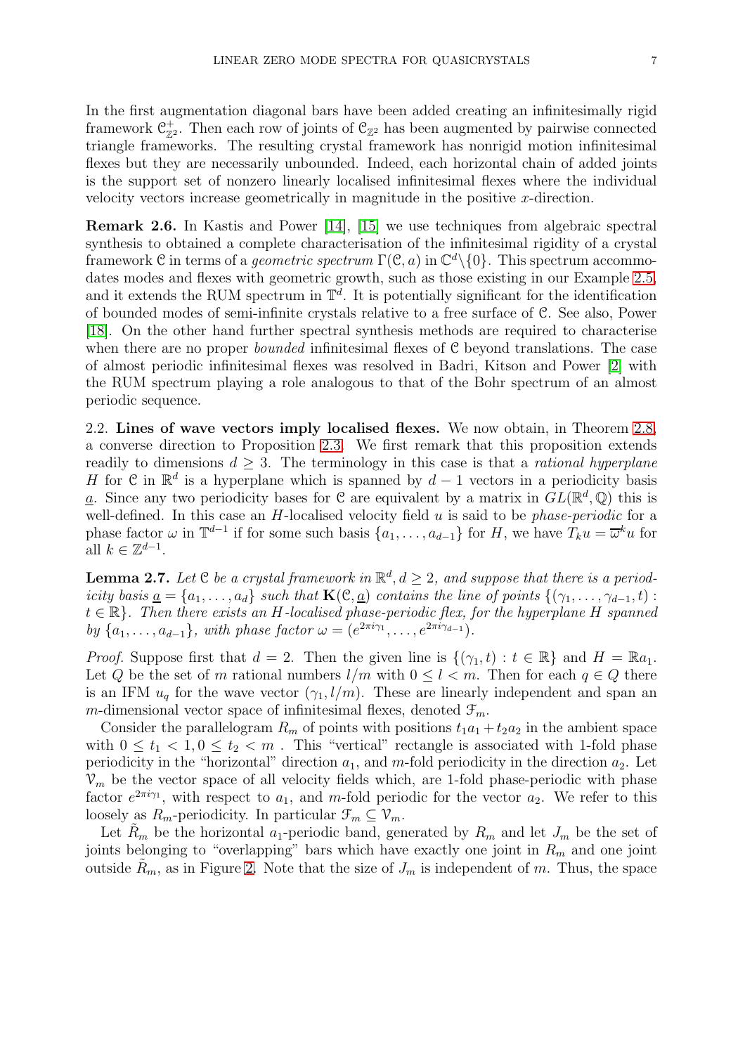In the first augmentation diagonal bars have been added creating an infinitesimally rigid framework $\mathcal{C}^+_{\mathbb{Z}^2}$. Then each row of joints of $\mathcal{C}_{\mathbb{Z}^2}$ has been augmented by pairwise connected triangle frameworks. The resulting crystal framework has nonrigid motion infinitesimal flexes but they are necessarily unbounded. Indeed, each horizontal chain of added joints is the support set of nonzero linearly localised infinitesimal flexes where the individual velocity vectors increase geometrically in magnitude in the positive $x$-direction.

**Remark 2.6.** In Kastis and Power [14], [15] we use techniques from algebraic spectral synthesis to obtained a complete characterisation of the infinitesimal rigidity of a crystal framework $\mathcal{C}$ in terms of a *geometric spectrum* $\Gamma(\mathcal{C}, a)$ in $\mathbb{C}^d \backslash \{0\}$. This spectrum accommodates modes and flexes with geometric growth, such as those existing in our Example 2.5, and it extends the RUM spectrum in $\mathbb{T}^d$. It is potentially significant for the identification of bounded modes of semi-infinite crystals relative to a free surface of $\mathcal{C}$. See also, Power [18]. On the other hand further spectral synthesis methods are required to characterise when there are no proper *bounded* infinitesimal flexes of $\mathcal{C}$ beyond translations. The case of almost periodic infinitesimal flexes was resolved in Badri, Kitson and Power [2] with the RUM spectrum playing a role analogous to that of the Bohr spectrum of an almost periodic sequence.

2.2. **Lines of wave vectors imply localised flexes.** We now obtain, in Theorem 2.8, a converse direction to Proposition 2.3. We first remark that this proposition extends readily to dimensions $d \geq 3$. The terminology in this case is that a *rational hyperplane* $H$ for $\mathcal{C}$ in $\mathbb{R}^d$ is a hyperplane which is spanned by $d-1$ vectors in a periodicity basis $\underline{a}$. Since any two periodicity bases for $\mathcal{C}$ are equivalent by a matrix in $GL(\mathbb{R}^d, \mathbb{Q})$ this is well-defined. In this case an $H$-localised velocity field $u$ is said to be *phase-periodic* for a phase factor $\omega$ in $\mathbb{T}^{d-1}$ if for some such basis $\{a_1, \dots, a_{d-1}\}$ for $H$, we have $T_k u = \overline{\omega}^k u$ for all $k \in \mathbb{Z}^{d-1}$.

**Lemma 2.7.** *Let $\mathcal{C}$ be a crystal framework in $\mathbb{R}^d, d \geq 2$, and suppose that there is a periodicity basis $\underline{a} = \{a_1, \dots, a_d\}$ such that $\mathbf{K}(\mathcal{C}, \underline{a})$ contains the line of points $\{(\gamma_1, \dots, \gamma_{d-1}, t) : t \in \mathbb{R}\}$. Then there exists an $H$-localised phase-periodic flex, for the hyperplane $H$ spanned by $\{a_1, \dots, a_{d-1}\}$, with phase factor $\omega = (e^{2\pi i \gamma_1}, \dots, e^{2\pi i \gamma_{d-1}})$.*

*Proof.* Suppose first that $d = 2$. Then the given line is $\{(\gamma_1, t) : t \in \mathbb{R}\}$ and $H = \mathbb{R}a_1$. Let $Q$ be the set of $m$ rational numbers $l/m$ with $0 \leq l < m$. Then for each $q \in Q$ there is an IFM $u_q$ for the wave vector $(\gamma_1, l/m)$. These are linearly independent and span an $m$-dimensional vector space of infinitesimal flexes, denoted $\mathcal{F}_m$.

Consider the parallelogram $R_m$ of points with positions $t_1 a_1 + t_2 a_2$ in the ambient space with $0 \leq t_1 < 1, 0 \leq t_2 < m$ . This "vertical" rectangle is associated with 1-fold phase periodicity in the "horizontal" direction $a_1$, and $m$-fold periodicity in the direction $a_2$. Let $\mathcal{V}_m$ be the vector space of all velocity fields which, are 1-fold phase-periodic with phase factor $e^{2\pi i \gamma_1}$, with respect to $a_1$, and $m$-fold periodic for the vector $a_2$. We refer to this loosely as $R_m$-periodicity. In particular $\mathcal{F}_m \subseteq \mathcal{V}_m$.

Let $\tilde{R}_m$ be the horizontal $a_1$-periodic band, generated by $R_m$ and let $J_m$ be the set of joints belonging to "overlapping" bars which have exactly one joint in $R_m$ and one joint outside $\tilde{R}_m$, as in Figure 2. Note that the size of $J_m$ is independent of $m$. Thus, the space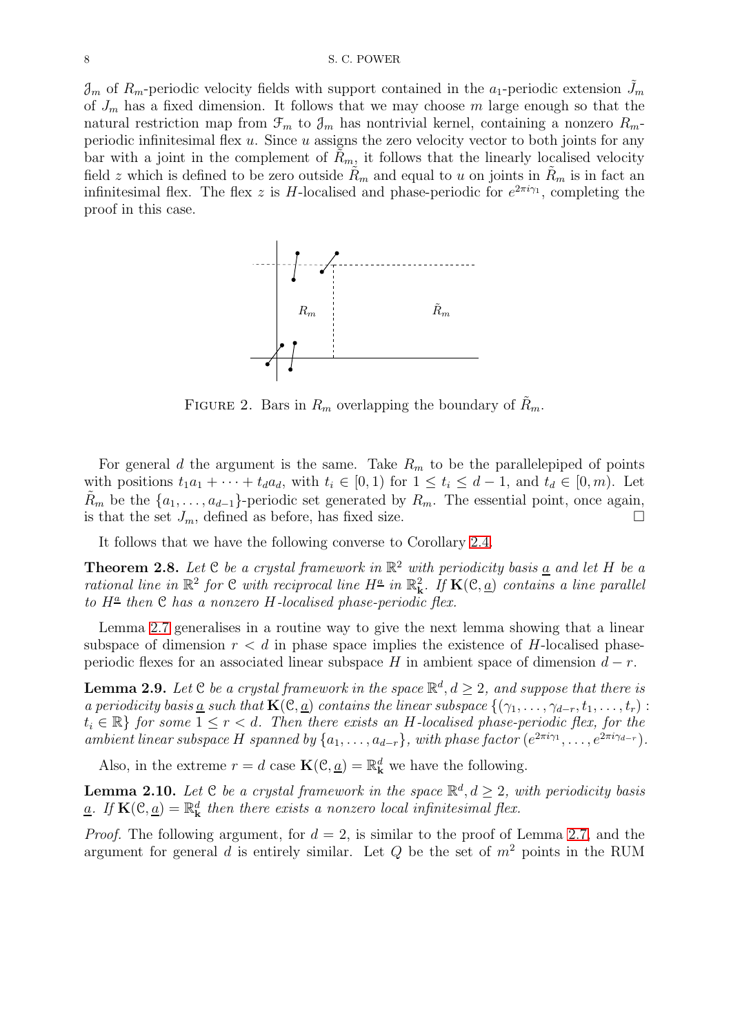$\mathcal{J}_m$ of $R_m$-periodic velocity fields with support contained in the $a_1$-periodic extension $\tilde{J}_m$ of $J_m$ has a fixed dimension. It follows that we may choose $m$ large enough so that the natural restriction map from $\mathcal{F}_m$ to $\mathcal{J}_m$ has nontrivial kernel, containing a nonzero $R_m$-periodic infinitesimal flex $u$. Since $u$ assigns the zero velocity vector to both joints for any bar with a joint in the complement of $\tilde{R}_m$, it follows that the linearly localised velocity field $z$ which is defined to be zero outside $\tilde{R}_m$ and equal to $u$ on joints in $\tilde{R}_m$ is in fact an infinitesimal flex. The flex $z$ is $H$-localised and phase-periodic for $e^{2\pi i\gamma_1}$, completing the proof in this case.

FIGURE 2. Bars in $R_m$ overlapping the boundary of $\tilde{R}_m$.

For general $d$ the argument is the same. Take $R_m$ to be the parallelepiped of points with positions $t_1a_1 + \cdots + t_da_d$, with $t_i \in [0, 1)$ for $1 \leq t_i \leq d-1$, and $t_d \in [0, m)$. Let $\tilde{R}_m$ be the $\{a_1, \dots, a_{d-1}\}$-periodic set generated by $R_m$. The essential point, once again, is that the set $J_m$, defined as before, has fixed size. □

It follows that we have the following converse to Corollary 2.4.

**Theorem 2.8.** *Let $\mathcal{C}$ be a crystal framework in $\mathbb{R}^2$ with periodicity basis $\underline{a}$ and let $H$ be a rational line in $\mathbb{R}^2$ for $\mathcal{C}$ with reciprocal line $H^{\underline{a}}$ in $\mathbb{R}^2_{\mathbf{k}}$. If $\mathbf{K}(\mathcal{C}, \underline{a})$ contains a line parallel to $H^{\underline{a}}$ then $\mathcal{C}$ has a nonzero $H$-localised phase-periodic flex.*

Lemma 2.7 generalises in a routine way to give the next lemma showing that a linear subspace of dimension $r < d$ in phase space implies the existence of $H$-localised phase-periodic flexes for an associated linear subspace $H$ in ambient space of dimension $d - r$.

**Lemma 2.9.** *Let $\mathcal{C}$ be a crystal framework in the space $\mathbb{R}^d, d \geq 2$, and suppose that there is a periodicity basis $\underline{a}$ such that $\mathbf{K}(\mathcal{C}, \underline{a})$ contains the linear subspace $\{(\gamma_1, \dots, \gamma_{d-r}, t_1, \dots, t_r) : t_i \in \mathbb{R}\}$ for some $1 \leq r < d$. Then there exists an $H$-localised phase-periodic flex, for the ambient linear subspace $H$ spanned by $\{a_1, \dots, a_{d-r}\}$, with phase factor $(e^{2\pi i\gamma_1}, \dots, e^{2\pi i\gamma_{d-r}})$.*

Also, in the extreme $r = d$ case $\mathbf{K}(\mathcal{C}, \underline{a}) = \mathbb{R}^d_{\mathbf{k}}$ we have the following.

**Lemma 2.10.** *Let $\mathcal{C}$ be a crystal framework in the space $\mathbb{R}^d, d \geq 2$, with periodicity basis $\underline{a}$. If $\mathbf{K}(\mathcal{C}, \underline{a}) = \mathbb{R}^d_{\mathbf{k}}$ then there exists a nonzero local infinitesimal flex.*

*Proof.* The following argument, for $d = 2$, is similar to the proof of Lemma 2.7, and the argument for general $d$ is entirely similar. Let $Q$ be the set of $m^2$ points in the RUM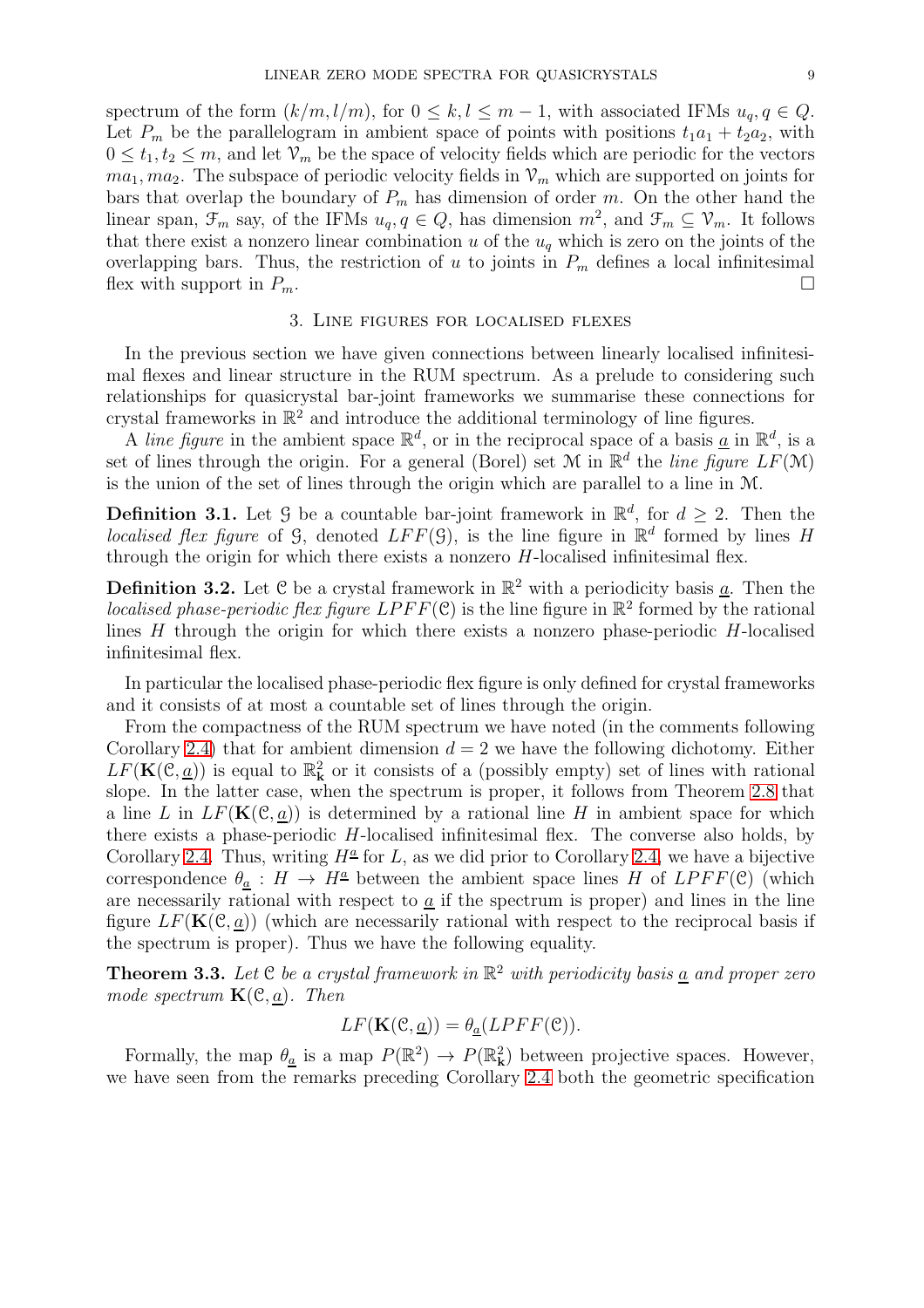spectrum of the form $(k/m, l/m)$, for $0 \leq k, l \leq m-1$, with associated IFMs $u_q, q \in Q$. Let $P_m$ be the parallelogram in ambient space of points with positions $t_1 a_1 + t_2 a_2$, with $0 \leq t_1, t_2 \leq m$, and let $\mathcal{V}_m$ be the space of velocity fields which are periodic for the vectors $ma_1, ma_2$. The subspace of periodic velocity fields in $\mathcal{V}_m$ which are supported on joints for bars that overlap the boundary of $P_m$ has dimension of order $m$. On the other hand the linear span, $\mathcal{F}_m$ say, of the IFMs $u_q, q \in Q$, has dimension $m^2$, and $\mathcal{F}_m \subseteq \mathcal{V}_m$. It follows that there exist a nonzero linear combination $u$ of the $u_q$ which is zero on the joints of the overlapping bars. Thus, the restriction of $u$ to joints in $P_m$ defines a local infinitesimal flex with support in $P_m$. □

## 3. Line figures for localised flexes

In the previous section we have given connections between linearly localised infinitesimal flexes and linear structure in the RUM spectrum. As a prelude to considering such relationships for quasicrystal bar-joint frameworks we summarise these connections for crystal frameworks in $\mathbb{R}^2$ and introduce the additional terminology of line figures.

A *line figure* in the ambient space $\mathbb{R}^d$, or in the reciprocal space of a basis $\underline{a}$ in $\mathbb{R}^d$, is a set of lines through the origin. For a general (Borel) set $\mathcal{M}$ in $\mathbb{R}^d$ the *line figure* $LF(\mathcal{M})$ is the union of the set of lines through the origin which are parallel to a line in $\mathcal{M}$.

**Definition 3.1.** Let $\mathcal{G}$ be a countable bar-joint framework in $\mathbb{R}^d$, for $d \geq 2$. Then the *localised flex figure* of $\mathcal{G}$, denoted $LFF(\mathcal{G})$, is the line figure in $\mathbb{R}^d$ formed by lines $H$ through the origin for which there exists a nonzero $H$-localised infinitesimal flex.

**Definition 3.2.** Let $\mathcal{C}$ be a crystal framework in $\mathbb{R}^2$ with a periodicity basis $\underline{a}$. Then the *localised phase-periodic flex figure* $LPFF(\mathcal{C})$ is the line figure in $\mathbb{R}^2$ formed by the rational lines $H$ through the origin for which there exists a nonzero phase-periodic $H$-localised infinitesimal flex.

In particular the localised phase-periodic flex figure is only defined for crystal frameworks and it consists of at most a countable set of lines through the origin.

From the compactness of the RUM spectrum we have noted (in the comments following Corollary 2.4) that for ambient dimension $d = 2$ we have the following dichotomy. Either $LF(\mathbf{K}(\mathcal{C}, \underline{a}))$ is equal to $\mathbb{R}^2_{\mathbf{k}}$ or it consists of a (possibly empty) set of lines with rational slope. In the latter case, when the spectrum is proper, it follows from Theorem 2.8 that a line $L$ in $LF(\mathbf{K}(\mathcal{C}, \underline{a}))$ is determined by a rational line $H$ in ambient space for which there exists a phase-periodic $H$-localised infinitesimal flex. The converse also holds, by Corollary 2.4. Thus, writing $H^{\underline{a}}$ for $L$, as we did prior to Corollary 2.4, we have a bijective correspondence $\theta_{\underline{a}} : H \to H^{\underline{a}}$ between the ambient space lines $H$ of $LPFF(\mathcal{C})$ (which are necessarily rational with respect to $\underline{a}$ if the spectrum is proper) and lines in the line figure $LF(\mathbf{K}(\mathcal{C}, \underline{a}))$ (which are necessarily rational with respect to the reciprocal basis if the spectrum is proper). Thus we have the following equality.

**Theorem 3.3.** *Let $\mathcal{C}$ be a crystal framework in $\mathbb{R}^2$ with periodicity basis $\underline{a}$ and proper zero mode spectrum $\mathbf{K}(\mathcal{C}, \underline{a})$. Then*

$$LF(\mathbf{K}(\mathcal{C}, \underline{a})) = \theta_{\underline{a}}(LPFF(\mathcal{C})).$$

Formally, the map $\theta_{\underline{a}}$ is a map $P(\mathbb{R}^2) \to P(\mathbb{R}^2_{\mathbf{k}})$ between projective spaces. However, we have seen from the remarks preceding Corollary 2.4 both the geometric specification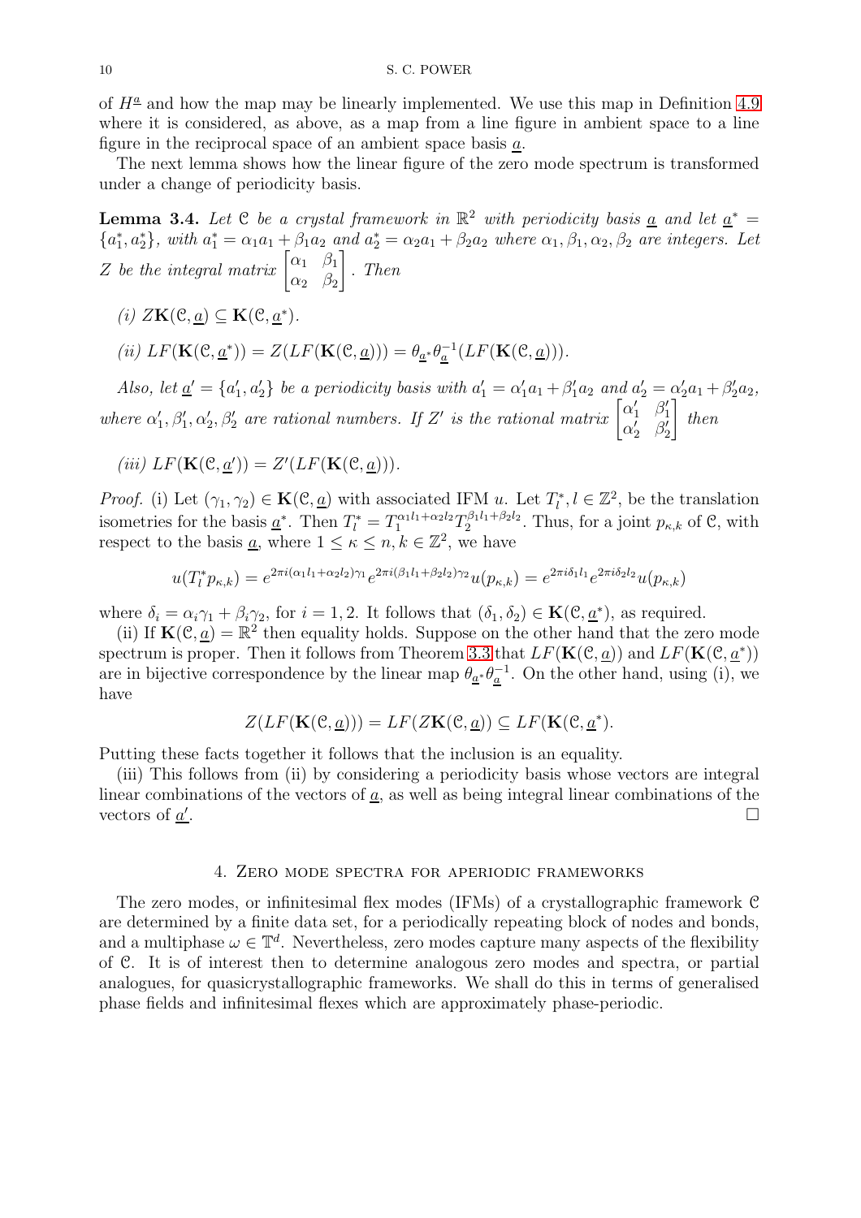of $H^{\underline{a}}$ and how the map may be linearly implemented. We use this map in Definition 4.9 where it is considered, as above, as a map from a line figure in ambient space to a line figure in the reciprocal space of an ambient space basis $\underline{a}$.

The next lemma shows how the linear figure of the zero mode spectrum is transformed under a change of periodicity basis.

**Lemma 3.4.** *Let $\mathcal{C}$ be a crystal framework in $\mathbb{R}^2$ with periodicity basis $\underline{a}$ and let $\underline{a}^* = \{a_1^*, a_2^*\}$, with $a_1^* = \alpha_1 a_1 + \beta_1 a_2$ and $a_2^* = \alpha_2 a_1 + \beta_2 a_2$ where $\alpha_1, \beta_1, \alpha_2, \beta_2$ are integers. Let $Z$ be the integral matrix $\begin{bmatrix} \alpha_1 & \beta_1 \\ \alpha_2 & \beta_2 \end{bmatrix}$. Then*

*(i) $Z\mathbf{K}(\mathcal{C}, \underline{a}) \subseteq \mathbf{K}(\mathcal{C}, \underline{a}^*)$.*

*(ii) $LF(\mathbf{K}(\mathcal{C}, \underline{a}^*)) = Z(LF(\mathbf{K}(\mathcal{C}, \underline{a}))) = \theta_{\underline{a}^*}\theta_{\underline{a}}^{-1}(LF(\mathbf{K}(\mathcal{C}, \underline{a})))$.*

*Also, let $\underline{a}' = \{a_1', a_2'\}$ be a periodicity basis with $a_1' = \alpha_1' a_1 + \beta_1' a_2$ and $a_2' = \alpha_2' a_1 + \beta_2' a_2$, where $\alpha_1', \beta_1', \alpha_2', \beta_2'$ are rational numbers. If $Z'$ is the rational matrix $\begin{bmatrix} \alpha_1' & \beta_1' \\ \alpha_2' & \beta_2' \end{bmatrix}$ then*

*(iii) $LF(\mathbf{K}(\mathcal{C}, \underline{a}')) = Z'(LF(\mathbf{K}(\mathcal{C}, \underline{a})))$.*

*Proof.* (i) Let $(\gamma_1, \gamma_2) \in \mathbf{K}(\mathcal{C}, \underline{a})$ with associated IFM $u$. Let $T_l^*, l \in \mathbb{Z}^2$, be the translation isometries for the basis $\underline{a}^*$. Then $T_l^* = T_1^{\alpha_1 l_1 + \alpha_2 l_2} T_2^{\beta_1 l_1 + \beta_2 l_2}$. Thus, for a joint $p_{\kappa,k}$ of $\mathcal{C}$, with respect to the basis $\underline{a}$, where $1 \le \kappa \le n, k \in \mathbb{Z}^2$, we have

$$u(T_l^* p_{\kappa,k}) = e^{2\pi i(\alpha_1 l_1 + \alpha_2 l_2)\gamma_1} e^{2\pi i(\beta_1 l_1 + \beta_2 l_2)\gamma_2} u(p_{\kappa,k}) = e^{2\pi i \delta_1 l_1} e^{2\pi i \delta_2 l_2} u(p_{\kappa,k})$$

where $\delta_i = \alpha_i\gamma_1 + \beta_i\gamma_2$, for $i = 1, 2$. It follows that $(\delta_1, \delta_2) \in \mathbf{K}(\mathcal{C}, \underline{a}^*)$, as required.

(ii) If $\mathbf{K}(\mathcal{C}, \underline{a}) = \mathbb{R}^2$ then equality holds. Suppose on the other hand that the zero mode spectrum is proper. Then it follows from Theorem 3.3 that $LF(\mathbf{K}(\mathcal{C}, \underline{a}))$ and $LF(\mathbf{K}(\mathcal{C}, \underline{a}^*))$ are in bijective correspondence by the linear map $\theta_{\underline{a}^*}\theta_{\underline{a}}^{-1}$. On the other hand, using (i), we have

$$Z(LF(\mathbf{K}(\mathcal{C}, \underline{a}))) = LF(Z\mathbf{K}(\mathcal{C}, \underline{a})) \subseteq LF(\mathbf{K}(\mathcal{C}, \underline{a}^*)).$$

Putting these facts together it follows that the inclusion is an equality.

(iii) This follows from (ii) by considering a periodicity basis whose vectors are integral linear combinations of the vectors of $\underline{a}$, as well as being integral linear combinations of the vectors of $\underline{a}'$. $\square$

## 4. Zero mode spectra for aperiodic frameworks

The zero modes, or infinitesimal flex modes (IFMs) of a crystallographic framework $\mathcal{C}$ are determined by a finite data set, for a periodically repeating block of nodes and bonds, and a multiphase $\omega \in \mathbb{T}^d$. Nevertheless, zero modes capture many aspects of the flexibility of $\mathcal{C}$. It is of interest then to determine analogous zero modes and spectra, or partial analogues, for quasicrystallographic frameworks. We shall do this in terms of generalised phase fields and infinitesimal flexes which are approximately phase-periodic.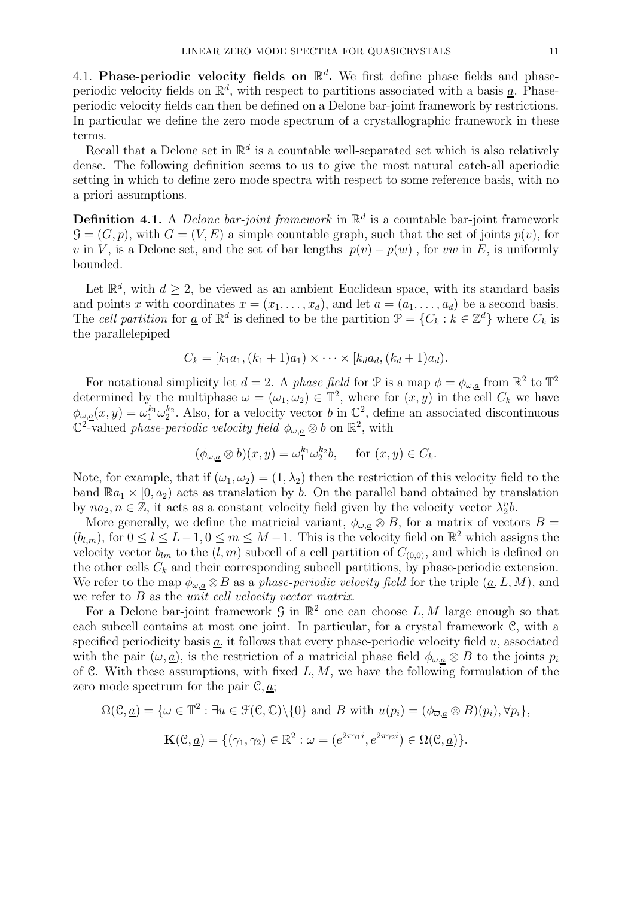## 4.1. Phase-periodic velocity fields on $\mathbb{R}^d$.

We first define phase fields and phase-periodic velocity fields on $\mathbb{R}^d$, with respect to partitions associated with a basis $\underline{a}$. Phase-periodic velocity fields can then be defined on a Delone bar-joint framework by restrictions. In particular we define the zero mode spectrum of a crystallographic framework in these terms.

Recall that a Delone set in $\mathbb{R}^d$ is a countable well-separated set which is also relatively dense. The following definition seems to us to give the most natural catch-all aperiodic setting in which to define zero mode spectra with respect to some reference basis, with no a priori assumptions.

**Definition 4.1.** A *Delone bar-joint framework* in $\mathbb{R}^d$ is a countable bar-joint framework $\mathcal{G} = (G, p)$, with $G = (V, E)$ a simple countable graph, such that the set of joints $p(v)$, for $v$ in $V$, is a Delone set, and the set of bar lengths $|p(v) - p(w)|$, for $vw$ in $E$, is uniformly bounded.

Let $\mathbb{R}^d$, with $d \geq 2$, be viewed as an ambient Euclidean space, with its standard basis and points $x$ with coordinates $x = (x_1, \dots, x_d)$, and let $\underline{a} = (a_1, \dots, a_d)$ be a second basis. The *cell partition* for $\underline{a}$ of $\mathbb{R}^d$ is defined to be the partition $\mathcal{P} = \{C_k : k \in \mathbb{Z}^d\}$ where $C_k$ is the parallelepiped

$$C_k = [k_1 a_1, (k_1+1)a_1) \times \cdots \times [k_d a_d, (k_d+1)a_d).$$

For notational simplicity let $d = 2$. A *phase field* for $\mathcal{P}$ is a map $\phi = \phi_{\omega,\underline{a}}$ from $\mathbb{R}^2$ to $\mathbb{T}^2$ determined by the multiphase $\omega = (\omega_1, \omega_2) \in \mathbb{T}^2$, where for $(x, y)$ in the cell $C_k$ we have $\phi_{\omega,\underline{a}}(x, y) = \omega_1^{k_1}\omega_2^{k_2}$. Also, for a velocity vector $b$ in $\mathbb{C}^2$, define an associated discontinuous $\mathbb{C}^2$-valued *phase-periodic velocity field* $\phi_{\omega,\underline{a}} \otimes b$ on $\mathbb{R}^2$, with

$$(\phi_{\omega,\underline{a}} \otimes b)(x, y) = \omega_1^{k_1}\omega_2^{k_2} b, \quad \text{ for } (x, y) \in C_k.$$

Note, for example, that if $(\omega_1, \omega_2) = (1, \lambda_2)$ then the restriction of this velocity field to the band $\mathbb{R}a_1 \times [0, a_2)$ acts as translation by $b$. On the parallel band obtained by translation by $na_2, n \in \mathbb{Z}$, it acts as a constant velocity field given by the velocity vector $\lambda_2^n b$.

More generally, we define the matricial variant, $\phi_{\omega,\underline{a}} \otimes B$, for a matrix of vectors $B = (b_{l,m})$, for $0 \leq l \leq L-1, 0 \leq m \leq M-1$. This is the velocity field on $\mathbb{R}^2$ which assigns the velocity vector $b_{lm}$ to the $(l, m)$ subcell of a cell partition of $C_{(0,0)}$, and which is defined on the other cells $C_k$ and their corresponding subcell partitions, by phase-periodic extension. We refer to the map $\phi_{\omega,\underline{a}} \otimes B$ as a *phase-periodic velocity field* for the triple $(\underline{a}, L, M)$, and we refer to $B$ as the *unit cell velocity vector matrix*.

For a Delone bar-joint framework $\mathcal{G}$ in $\mathbb{R}^2$ one can choose $L, M$ large enough so that each subcell contains at most one joint. In particular, for a crystal framework $\mathcal{C}$, with a specified periodicity basis $\underline{a}$, it follows that every phase-periodic velocity field $u$, associated with the pair $(\omega, \underline{a})$, is the restriction of a matricial phase field $\phi_{\omega,\underline{a}} \otimes B$ to the joints $p_i$ of $\mathcal{C}$. With these assumptions, with fixed $L, M$, we have the following formulation of the zero mode spectrum for the pair $\mathcal{C}, \underline{a}$;

$$\Omega(\mathcal{C}, \underline{a}) = \{\omega \in \mathbb{T}^2 : \exists u \in \mathcal{F}(\mathcal{C}, \mathbb{C})\backslash\{0\} \text{ and } B \text{ with } u(p_i) = (\phi_{\overline{\omega},\underline{a}} \otimes B)(p_i), \forall p_i\},$$

$$\mathbf{K}(\mathcal{C}, \underline{a}) = \{(\gamma_1, \gamma_2) \in \mathbb{R}^2 : \omega = (e^{2\pi\gamma_1 i}, e^{2\pi\gamma_2 i}) \in \Omega(\mathcal{C}, \underline{a})\}.$$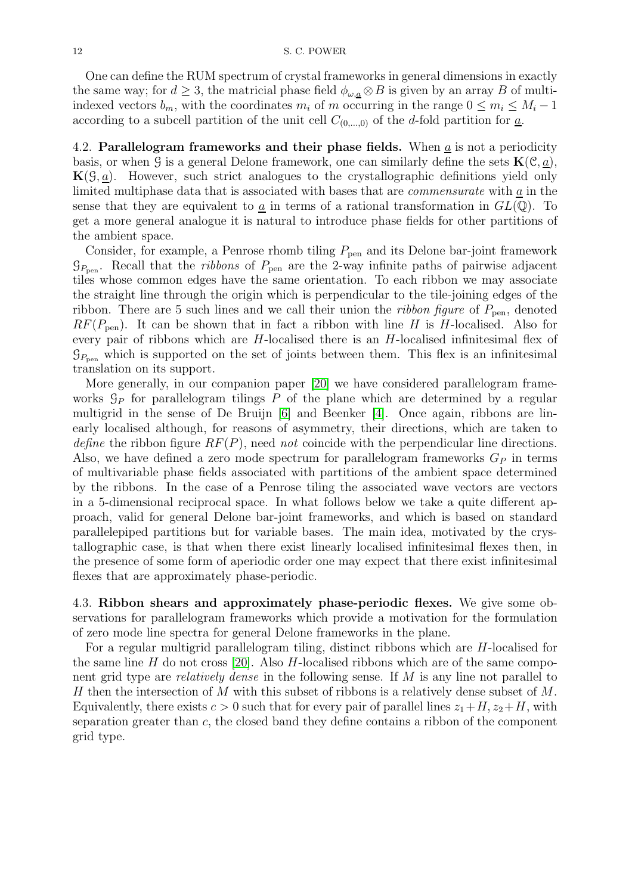One can define the RUM spectrum of crystal frameworks in general dimensions in exactly the same way; for $d \geq 3$, the matricial phase field $\phi_{\omega,\underline{a}} \otimes B$ is given by an array $B$ of multi-indexed vectors $b_m$, with the coordinates $m_i$ of $m$ occurring in the range $0 \leq m_i \leq M_i - 1$ according to a subcell partition of the unit cell $C_{(0,\dots,0)}$ of the $d$-fold partition for $\underline{a}$.

**4.2. Parallelogram frameworks and their phase fields.** When $\underline{a}$ is not a periodicity basis, or when $\mathcal{G}$ is a general Delone framework, one can similarly define the sets $\mathbf{K}(\mathcal{C}, \underline{a})$, $\mathbf{K}(\mathcal{G}, \underline{a})$. However, such strict analogues to the crystallographic definitions yield only limited multiphase data that is associated with bases that are *commensurate* with $\underline{a}$ in the sense that they are equivalent to $\underline{a}$ in terms of a rational transformation in $GL(\mathbb{Q})$. To get a more general analogue it is natural to introduce phase fields for other partitions of the ambient space.

Consider, for example, a Penrose rhomb tiling $P_{\text{pen}}$ and its Delone bar-joint framework $\mathcal{G}_{P_{\text{pen}}}$. Recall that the *ribbons* of $P_{\text{pen}}$ are the 2-way infinite paths of pairwise adjacent tiles whose common edges have the same orientation. To each ribbon we may associate the straight line through the origin which is perpendicular to the tile-joining edges of the ribbon. There are 5 such lines and we call their union the *ribbon figure* of $P_{\text{pen}}$, denoted $RF(P_{\text{pen}})$. It can be shown that in fact a ribbon with line $H$ is $H$-localised. Also for every pair of ribbons which are $H$-localised there is an $H$-localised infinitesimal flex of $\mathcal{G}_{P_{\text{pen}}}$ which is supported on the set of joints between them. This flex is an infinitesimal translation on its support.

More generally, in our companion paper [20] we have considered parallelogram frameworks $\mathcal{G}_P$ for parallelogram tilings $P$ of the plane which are determined by a regular multigrid in the sense of De Bruijn [6] and Beenker [4]. Once again, ribbons are linearly localised although, for reasons of asymmetry, their directions, which are taken to *define* the ribbon figure $RF(P)$, need *not* coincide with the perpendicular line directions. Also, we have defined a zero mode spectrum for parallelogram frameworks $G_P$ in terms of multivariable phase fields associated with partitions of the ambient space determined by the ribbons. In the case of a Penrose tiling the associated wave vectors are vectors in a 5-dimensional reciprocal space. In what follows below we take a quite different approach, valid for general Delone bar-joint frameworks, and which is based on standard parallelepiped partitions but for variable bases. The main idea, motivated by the crystallographic case, is that when there exist linearly localised infinitesimal flexes then, in the presence of some form of aperiodic order one may expect that there exist infinitesimal flexes that are approximately phase-periodic.

**4.3. Ribbon shears and approximately phase-periodic flexes.** We give some observations for parallelogram frameworks which provide a motivation for the formulation of zero mode line spectra for general Delone frameworks in the plane.

For a regular multigrid parallelogram tiling, distinct ribbons which are $H$-localised for the same line $H$ do not cross [20]. Also $H$-localised ribbons which are of the same component grid type are *relatively dense* in the following sense. If $M$ is any line not parallel to $H$ then the intersection of $M$ with this subset of ribbons is a relatively dense subset of $M$. Equivalently, there exists $c > 0$ such that for every pair of parallel lines $z_1 + H, z_2 + H$, with separation greater than $c$, the closed band they define contains a ribbon of the component grid type.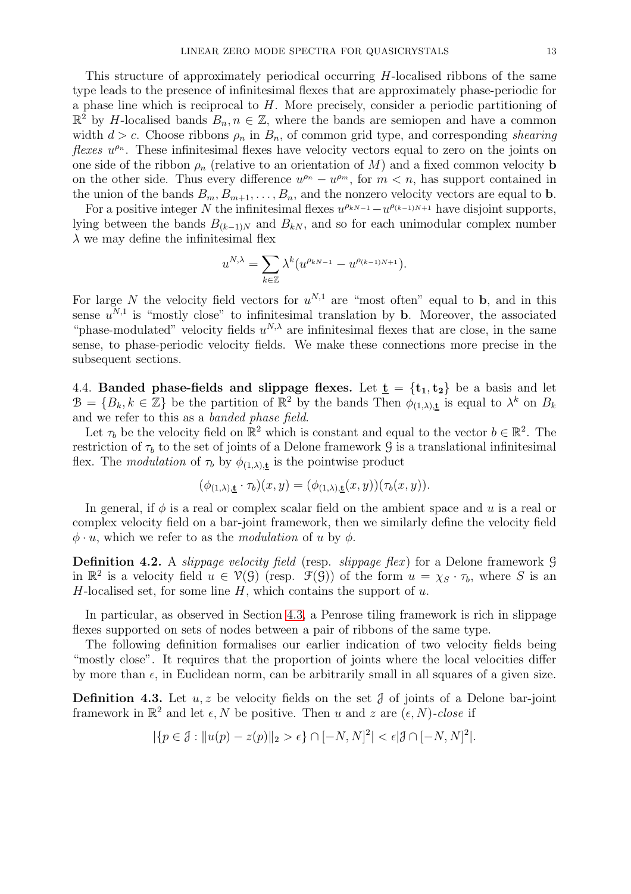This structure of approximately periodical occurring $H$-localised ribbons of the same type leads to the presence of infinitesimal flexes that are approximately phase-periodic for a phase line which is reciprocal to $H$. More precisely, consider a periodic partitioning of $\mathbb{R}^2$ by $H$-localised bands $B_n, n \in \mathbb{Z}$, where the bands are semiopen and have a common width $d > c$. Choose ribbons $\rho_n$ in $B_n$, of common grid type, and corresponding *shearing flexes* $u^{\rho_n}$. These infinitesimal flexes have velocity vectors equal to zero on the joints on one side of the ribbon $\rho_n$ (relative to an orientation of $M$) and a fixed common velocity $\mathbf{b}$ on the other side. Thus every difference $u^{\rho_n} - u^{\rho_m}$, for $m < n$, has support contained in the union of the bands $B_m, B_{m+1}, \dots, B_n$, and the nonzero velocity vectors are equal to $\mathbf{b}$.

For a positive integer $N$ the infinitesimal flexes $u^{\rho_{kN-1}} - u^{\rho_{(k-1)N+1}}$ have disjoint supports, lying between the bands $B_{(k-1)N}$ and $B_{kN}$, and so for each unimodular complex number $\lambda$ we may define the infinitesimal flex

$$u^{N,\lambda} = \sum_{k\in\mathbb{Z}} \lambda^k (u^{\rho_{kN-1}} - u^{\rho_{(k-1)N+1}}).$$

For large $N$ the velocity field vectors for $u^{N,1}$ are "most often" equal to $\mathbf{b}$, and in this sense $u^{N,1}$ is "mostly close" to infinitesimal translation by $\mathbf{b}$. Moreover, the associated "phase-modulated" velocity fields $u^{N,\lambda}$ are infinitesimal flexes that are close, in the same sense, to phase-periodic velocity fields. We make these connections more precise in the subsequent sections.

**4.4. Banded phase-fields and slippage flexes.** Let $\underline{\mathbf{t}} = \{\mathbf{t_1}, \mathbf{t_2}\}$ be a basis and let $\mathcal{B} = \{B_k, k \in \mathbb{Z}\}$ be the partition of $\mathbb{R}^2$ by the bands Then $\phi_{(1,\lambda),\underline{\mathbf{t}}}$ is equal to $\lambda^k$ on $B_k$ and we refer to this as a *banded phase field*.

Let $\tau_b$ be the velocity field on $\mathbb{R}^2$ which is constant and equal to the vector $b \in \mathbb{R}^2$. The restriction of $\tau_b$ to the set of joints of a Delone framework $\mathcal{G}$ is a translational infinitesimal flex. The *modulation* of $\tau_b$ by $\phi_{(1,\lambda),\underline{\mathbf{t}}}$ is the pointwise product

$$(\phi_{(1,\lambda),\underline{\mathbf{t}}} \cdot \tau_b)(x, y) = (\phi_{(1,\lambda),\underline{\mathbf{t}}}(x, y))(\tau_b(x, y)).$$

In general, if $\phi$ is a real or complex scalar field on the ambient space and $u$ is a real or complex velocity field on a bar-joint framework, then we similarly define the velocity field $\phi \cdot u$, which we refer to as the *modulation* of $u$ by $\phi$.

**Definition 4.2.** A *slippage velocity field* (resp. *slippage flex*) for a Delone framework $\mathcal{G}$ in $\mathbb{R}^2$ is a velocity field $u \in \mathcal{V}(\mathcal{G})$ (resp. $\mathcal{F}(\mathcal{G})$) of the form $u = \chi_S \cdot \tau_b$, where $S$ is an $H$-localised set, for some line $H$, which contains the support of $u$.

In particular, as observed in Section 4.3, a Penrose tiling framework is rich in slippage flexes supported on sets of nodes between a pair of ribbons of the same type.

The following definition formalises our earlier indication of two velocity fields being "mostly close". It requires that the proportion of joints where the local velocities differ by more than $\epsilon$, in Euclidean norm, can be arbitrarily small in all squares of a given size.

**Definition 4.3.** Let $u, z$ be velocity fields on the set $\mathcal{J}$ of joints of a Delone bar-joint framework in $\mathbb{R}^2$ and let $\epsilon, N$ be positive. Then $u$ and $z$ are $(\epsilon, N)$*-close* if

$$|\{p \in \mathcal{J} : \|u(p) - z(p)\|_2 > \epsilon\} \cap [-N, N]^2| < \epsilon|\mathcal{J} \cap [-N, N]^2|.$$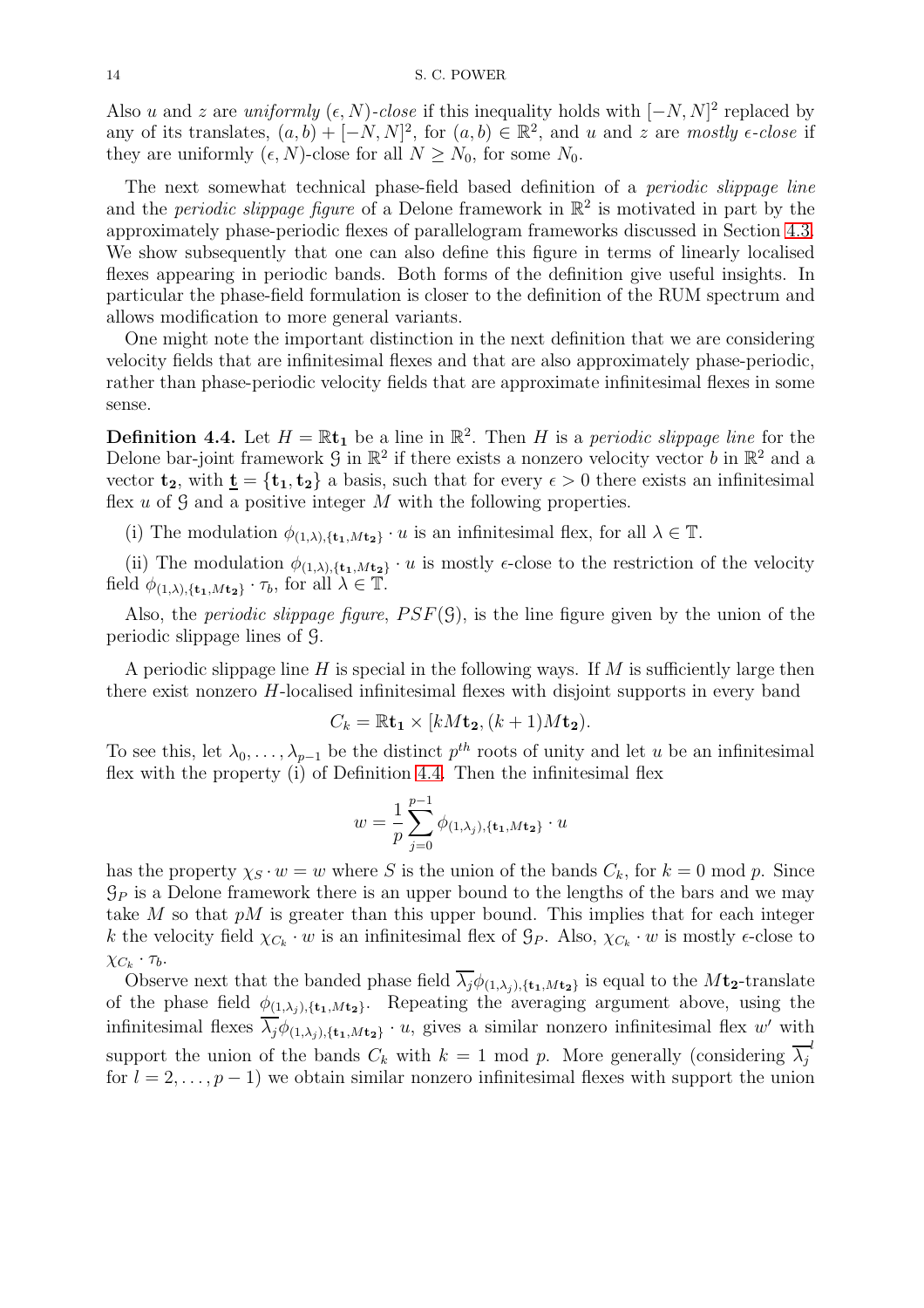Also $u$ and $z$ are *uniformly* $(\epsilon, N)$*-close* if this inequality holds with $[-N, N]^2$ replaced by any of its translates, $(a, b) + [-N, N]^2$, for $(a, b) \in \mathbb{R}^2$, and $u$ and $z$ are *mostly* $\epsilon$*-close* if they are uniformly $(\epsilon, N)$-close for all $N \geq N_0$, for some $N_0$.

The next somewhat technical phase-field based definition of a *periodic slippage line* and the *periodic slippage figure* of a Delone framework in $\mathbb{R}^2$ is motivated in part by the approximately phase-periodic flexes of parallelogram frameworks discussed in Section 4.3. We show subsequently that one can also define this figure in terms of linearly localised flexes appearing in periodic bands. Both forms of the definition give useful insights. In particular the phase-field formulation is closer to the definition of the RUM spectrum and allows modification to more general variants.

One might note the important distinction in the next definition that we are considering velocity fields that are infinitesimal flexes and that are also approximately phase-periodic, rather than phase-periodic velocity fields that are approximate infinitesimal flexes in some sense.

**Definition 4.4.** Let $H = \mathbb{R}\mathbf{t_1}$ be a line in $\mathbb{R}^2$. Then $H$ is a *periodic slippage line* for the Delone bar-joint framework $\mathcal{G}$ in $\mathbb{R}^2$ if there exists a nonzero velocity vector $b$ in $\mathbb{R}^2$ and a vector $\mathbf{t_2}$, with $\underline{\mathbf{t}} = \{\mathbf{t_1}, \mathbf{t_2}\}$ a basis, such that for every $\epsilon > 0$ there exists an infinitesimal flex $u$ of $\mathcal{G}$ and a positive integer $M$ with the following properties.

(i) The modulation $\phi_{(1,\lambda),\{\mathbf{t_1},M\mathbf{t_2}\}} \cdot u$ is an infinitesimal flex, for all $\lambda \in \mathbb{T}$.

(ii) The modulation $\phi_{(1,\lambda),\{\mathbf{t_1},M\mathbf{t_2}\}} \cdot u$ is mostly $\epsilon$-close to the restriction of the velocity field $\phi_{(1,\lambda),\{\mathbf{t_1},M\mathbf{t_2}\}} \cdot \tau_b$, for all $\lambda \in \mathbb{T}$.

Also, the *periodic slippage figure*, $PSF(\mathcal{G})$, is the line figure given by the union of the periodic slippage lines of $\mathcal{G}$.

A periodic slippage line $H$ is special in the following ways. If $M$ is sufficiently large then there exist nonzero $H$-localised infinitesimal flexes with disjoint supports in every band

$$C_k = \mathbb{R}\mathbf{t_1} \times [kM\mathbf{t_2}, (k+1)M\mathbf{t_2}).$$

To see this, let $\lambda_0, \dots, \lambda_{p-1}$ be the distinct $p^{th}$ roots of unity and let $u$ be an infinitesimal flex with the property (i) of Definition 4.4. Then the infinitesimal flex

$$w = \frac{1}{p}\sum_{j=0}^{p-1} \phi_{(1,\lambda_j),\{\mathbf{t_1},M\mathbf{t_2}\}} \cdot u$$

has the property $\chi_S \cdot w = w$ where $S$ is the union of the bands $C_k$, for $k = 0 \bmod p$. Since $\mathcal{G}_P$ is a Delone framework there is an upper bound to the lengths of the bars and we may take $M$ so that $pM$ is greater than this upper bound. This implies that for each integer $k$ the velocity field $\chi_{C_k} \cdot w$ is an infinitesimal flex of $\mathcal{G}_P$. Also, $\chi_{C_k} \cdot w$ is mostly $\epsilon$-close to $\chi_{C_k} \cdot \tau_b$.

Observe next that the banded phase field $\overline{\lambda_j}\phi_{(1,\lambda_j),\{\mathbf{t_1},M\mathbf{t_2}\}}$ is equal to the $M\mathbf{t_2}$-translate of the phase field $\phi_{(1,\lambda_j),\{\mathbf{t_1},M\mathbf{t_2}\}}$. Repeating the averaging argument above, using the infinitesimal flexes $\overline{\lambda_j}\phi_{(1,\lambda_j),\{\mathbf{t_1},M\mathbf{t_2}\}} \cdot u$, gives a similar nonzero infinitesimal flex $w'$ with support the union of the bands $C_k$ with $k = 1 \bmod p$. More generally (considering $\overline{\lambda_j}^l$ for $l = 2, \dots, p-1$) we obtain similar nonzero infinitesimal flexes with support the union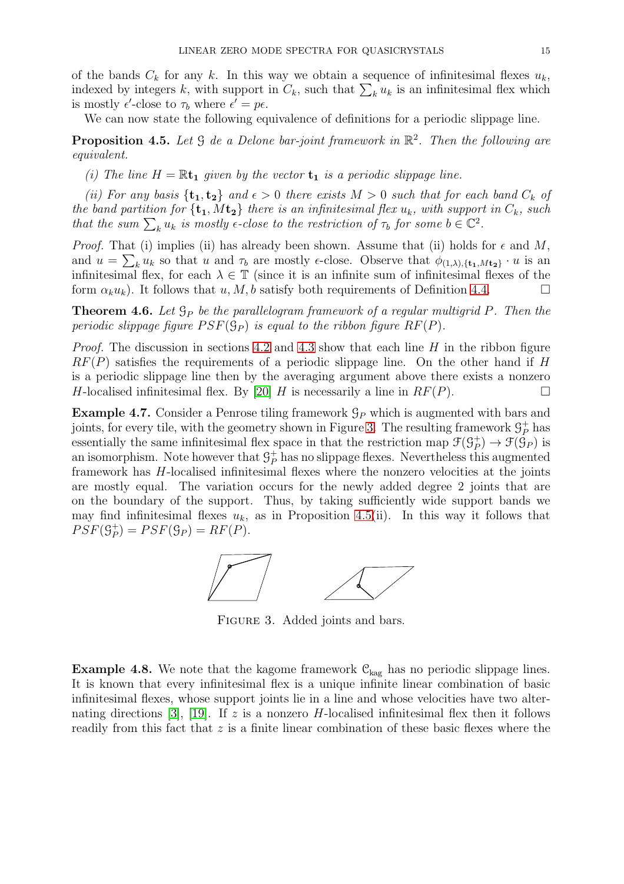of the bands $C_k$ for any $k$. In this way we obtain a sequence of infinitesimal flexes $u_k$, indexed by integers $k$, with support in $C_k$, such that $\sum_k u_k$ is an infinitesimal flex which is mostly $\epsilon'$-close to $\tau_b$ where $\epsilon' = p\epsilon$.

We can now state the following equivalence of definitions for a periodic slippage line.

**Proposition 4.5.** *Let $\mathcal{G}$ de a Delone bar-joint framework in $\mathbb{R}^2$. Then the following are equivalent.*

*(i) The line $H = \mathbb{R}\mathbf{t_1}$ given by the vector $\mathbf{t_1}$ is a periodic slippage line.*

*(ii) For any basis $\{\mathbf{t_1}, \mathbf{t_2}\}$ and $\epsilon > 0$ there exists $M > 0$ such that for each band $C_k$ of the band partition for $\{\mathbf{t_1}, M\mathbf{t_2}\}$ there is an infinitesimal flex $u_k$, with support in $C_k$, such that the sum $\sum_k u_k$ is mostly $\epsilon$-close to the restriction of $\tau_b$ for some $b \in \mathbb{C}^2$.*

*Proof.* That (i) implies (ii) has already been shown. Assume that (ii) holds for $\epsilon$ and $M$, and $u = \sum_k u_k$ so that $u$ and $\tau_b$ are mostly $\epsilon$-close. Observe that $\phi_{(1,\lambda),\{\mathbf{t_1},M\mathbf{t_2}\}} \cdot u$ is an infinitesimal flex, for each $\lambda \in \mathbb{T}$ (since it is an infinite sum of infinitesimal flexes of the form $\alpha_k u_k$). It follows that $u, M, b$ satisfy both requirements of Definition 4.4. $\square$

**Theorem 4.6.** *Let $\mathcal{G}_P$ be the parallelogram framework of a regular multigrid $P$. Then the periodic slippage figure $PSF(\mathcal{G}_P)$ is equal to the ribbon figure $RF(P)$.*

*Proof.* The discussion in sections 4.2 and 4.3 show that each line $H$ in the ribbon figure $RF(P)$ satisfies the requirements of a periodic slippage line. On the other hand if $H$ is a periodic slippage line then by the averaging argument above there exists a nonzero $H$-localised infinitesimal flex. By [20] $H$ is necessarily a line in $RF(P)$. $\square$

**Example 4.7.** Consider a Penrose tiling framework $\mathcal{G}_P$ which is augmented with bars and joints, for every tile, with the geometry shown in Figure 3. The resulting framework $\mathcal{G}_P^+$ has essentially the same infinitesimal flex space in that the restriction map $\mathcal{F}(\mathcal{G}_P^+) \to \mathcal{F}(\mathcal{G}_P)$ is an isomorphism. Note however that $\mathcal{G}_P^+$ has no slippage flexes. Nevertheless this augmented framework has $H$-localised infinitesimal flexes where the nonzero velocities at the joints are mostly equal. The variation occurs for the newly added degree 2 joints that are on the boundary of the support. Thus, by taking sufficiently wide support bands we may find infinitesimal flexes $u_k$, as in Proposition 4.5(ii). In this way it follows that $PSF(\mathcal{G}_P^+) = PSF(\mathcal{G}_P) = RF(P)$.

Figure 3. Added joints and bars.

**Example 4.8.** We note that the kagome framework $\mathcal{C}_{\text{kag}}$ has no periodic slippage lines. It is known that every infinitesimal flex is a unique infinite linear combination of basic infinitesimal flexes, whose support joints lie in a line and whose velocities have two alternating directions [3], [19]. If $z$ is a nonzero $H$-localised infinitesimal flex then it follows readily from this fact that $z$ is a finite linear combination of these basic flexes where the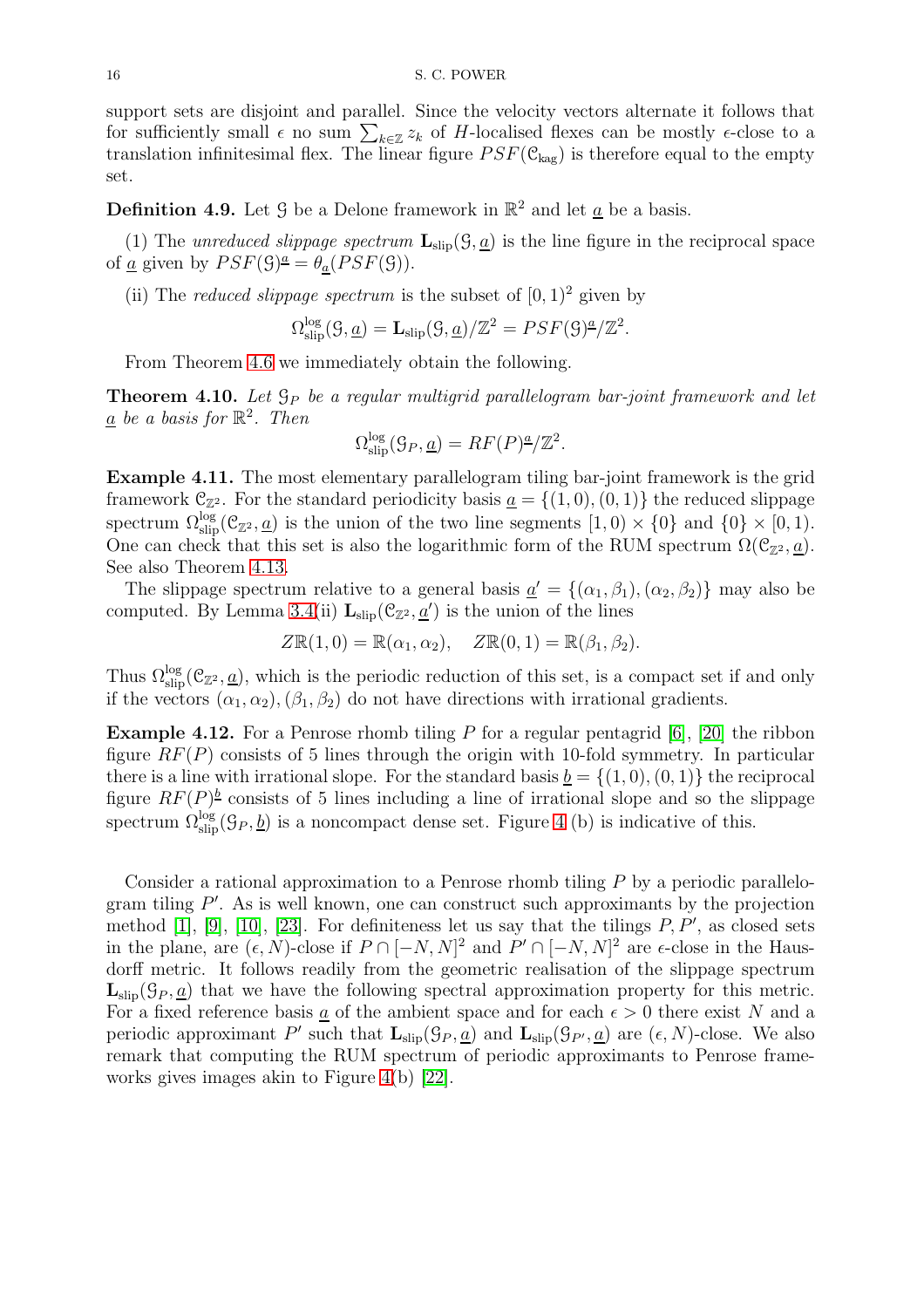support sets are disjoint and parallel. Since the velocity vectors alternate it follows that for sufficiently small $\epsilon$ no sum $\sum_{k\in\mathbb{Z}} z_k$ of $H$-localised flexes can be mostly $\epsilon$-close to a translation infinitesimal flex. The linear figure $PSF(\mathcal{C}_{\rm kag})$ is therefore equal to the empty set.

**Definition 4.9.** Let $\mathcal{G}$ be a Delone framework in $\mathbb{R}^2$ and let $\underline{a}$ be a basis.

(1) The *unreduced slippage spectrum* $\mathbf{L}_{\rm slip}(\mathcal{G}, \underline{a})$ is the line figure in the reciprocal space of $\underline{a}$ given by $PSF(\mathcal{G})^{\underline{a}} = \theta_{\underline{a}}(PSF(\mathcal{G}))$.

(ii) The *reduced slippage spectrum* is the subset of $[0, 1)^2$ given by

$$\Omega^{\log}_{\rm slip}(\mathcal{G}, \underline{a}) = \mathbf{L}_{\rm slip}(\mathcal{G}, \underline{a})/\mathbb{Z}^2 = PSF(\mathcal{G})^{\underline{a}}/\mathbb{Z}^2.$$

From Theorem 4.6 we immediately obtain the following.

**Theorem 4.10.** *Let $\mathcal{G}_P$ be a regular multigrid parallelogram bar-joint framework and let $\underline{a}$ be a basis for $\mathbb{R}^2$. Then*

$$\Omega^{\log}_{\rm slip}(\mathcal{G}_P, \underline{a}) = RF(P)^{\underline{a}}/\mathbb{Z}^2.$$

**Example 4.11.** The most elementary parallelogram tiling bar-joint framework is the grid framework $\mathcal{C}_{\mathbb{Z}^2}$. For the standard periodicity basis $\underline{a} = \{(1, 0), (0, 1)\}$ the reduced slippage spectrum $\Omega^{\log}_{\rm slip}(\mathcal{C}_{\mathbb{Z}^2}, \underline{a})$ is the union of the two line segments $[1, 0) \times \{0\}$ and $\{0\} \times [0, 1)$. One can check that this set is also the logarithmic form of the RUM spectrum $\Omega(\mathcal{C}_{\mathbb{Z}^2}, \underline{a})$. See also Theorem 4.13.

The slippage spectrum relative to a general basis $\underline{a}' = \{(\alpha_1, \beta_1), (\alpha_2, \beta_2)\}$ may also be computed. By Lemma 3.4(ii) $\mathbf{L}_{\rm slip}(\mathcal{C}_{\mathbb{Z}^2}, \underline{a}')$ is the union of the lines

$$Z\mathbb{R}(1, 0) = \mathbb{R}(\alpha_1, \alpha_2), \quad Z\mathbb{R}(0, 1) = \mathbb{R}(\beta_1, \beta_2).$$

Thus $\Omega^{\log}_{\rm slip}(\mathcal{C}_{\mathbb{Z}^2}, \underline{a})$, which is the periodic reduction of this set, is a compact set if and only if the vectors $(\alpha_1, \alpha_2), (\beta_1, \beta_2)$ do not have directions with irrational gradients.

**Example 4.12.** For a Penrose rhomb tiling $P$ for a regular pentagrid [6], [20] the ribbon figure $RF(P)$ consists of 5 lines through the origin with 10-fold symmetry. In particular there is a line with irrational slope. For the standard basis $\underline{b} = \{(1, 0), (0, 1)\}$ the reciprocal figure $RF(P)^{\underline{b}}$ consists of 5 lines including a line of irrational slope and so the slippage spectrum $\Omega^{\log}_{\rm slip}(\mathcal{G}_P, \underline{b})$ is a noncompact dense set. Figure 4 (b) is indicative of this.

Consider a rational approximation to a Penrose rhomb tiling $P$ by a periodic parallelogram tiling $P'$. As is well known, one can construct such approximants by the projection method [1], [9], [10], [23]. For definiteness let us say that the tilings $P, P'$, as closed sets in the plane, are $(\epsilon, N)$-close if $P \cap [-N, N]^2$ and $P' \cap [-N, N]^2$ are $\epsilon$-close in the Hausdorff metric. It follows readily from the geometric realisation of the slippage spectrum $\mathbf{L}_{\rm slip}(\mathcal{G}_P, \underline{a})$ that we have the following spectral approximation property for this metric. For a fixed reference basis $\underline{a}$ of the ambient space and for each $\epsilon > 0$ there exist $N$ and a periodic approximant $P'$ such that $\mathbf{L}_{\rm slip}(\mathcal{G}_P, \underline{a})$ and $\mathbf{L}_{\rm slip}(\mathcal{G}_{P'}, \underline{a})$ are $(\epsilon, N)$-close. We also remark that computing the RUM spectrum of periodic approximants to Penrose frameworks gives images akin to Figure 4(b) [22].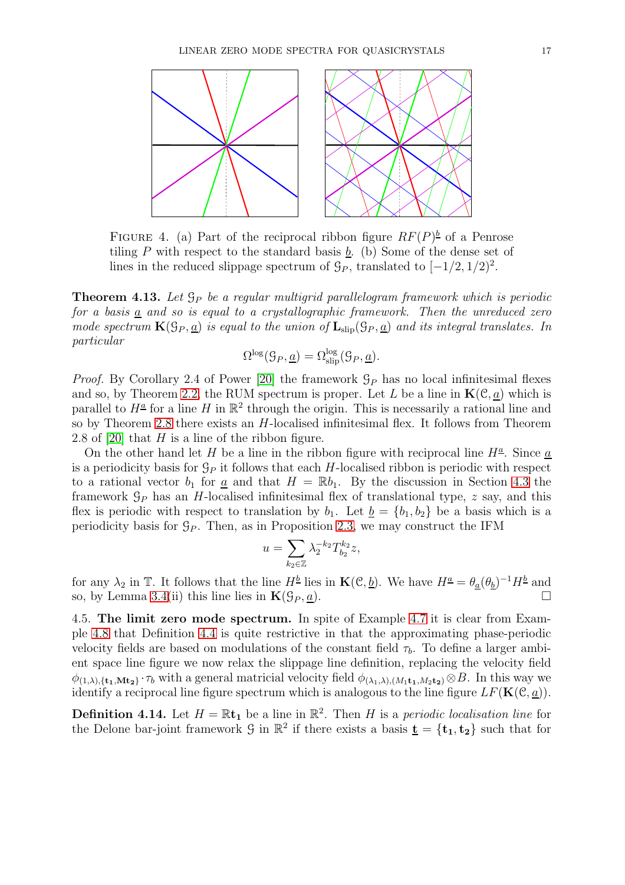FIGURE 4. (a) Part of the reciprocal ribbon figure $RF(P)^{\underline{b}}$ of a Penrose tiling $P$ with respect to the standard basis $\underline{b}$. (b) Some of the dense set of lines in the reduced slippage spectrum of $\mathcal{G}_P$, translated to $[-1/2, 1/2)^2$.

**Theorem 4.13.** *Let $\mathcal{G}_P$ be a regular multigrid parallelogram framework which is periodic for a basis $\underline{a}$ and so is equal to a crystallographic framework. Then the unreduced zero mode spectrum $\mathbf{K}(\mathcal{G}_P, \underline{a})$ is equal to the union of $\mathbf{L}_{\rm slip}(\mathcal{G}_P, \underline{a})$ and its integral translates. In particular*

$$\Omega^{\log}(\mathcal{G}_P, \underline{a}) = \Omega^{\log}_{\rm slip}(\mathcal{G}_P, \underline{a}).$$

*Proof.* By Corollary 2.4 of Power [20] the framework $\mathcal{G}_P$ has no local infinitesimal flexes and so, by Theorem 2.2, the RUM spectrum is proper. Let $L$ be a line in $\mathbf{K}(\mathcal{C}, \underline{a})$ which is parallel to $H^{\underline{a}}$ for a line $H$ in $\mathbb{R}^2$ through the origin. This is necessarily a rational line and so by Theorem 2.8 there exists an $H$-localised infinitesimal flex. It follows from Theorem 2.8 of [20] that $H$ is a line of the ribbon figure.

On the other hand let $H$ be a line in the ribbon figure with reciprocal line $H^{\underline{a}}$. Since $\underline{a}$ is a periodicity basis for $\mathcal{G}_P$ it follows that each $H$-localised ribbon is periodic with respect to a rational vector $b_1$ for $\underline{a}$ and that $H = \mathbb{R}b_1$. By the discussion in Section 4.3 the framework $\mathcal{G}_P$ has an $H$-localised infinitesimal flex of translational type, $z$ say, and this flex is periodic with respect to translation by $b_1$. Let $\underline{b} = \{b_1, b_2\}$ be a basis which is a periodicity basis for $\mathcal{G}_P$. Then, as in Proposition 2.3, we may construct the IFM

$$u = \sum_{k_2 \in \mathbb{Z}} \lambda_2^{-k_2} T_{b_2}^{k_2} z,$$

for any $\lambda_2$ in $\mathbb{T}$. It follows that the line $H^{\underline{b}}$ lies in $\mathbf{K}(\mathcal{C}, \underline{b})$. We have $H^{\underline{a}} = \theta_{\underline{a}}(\theta_{\underline{b}})^{-1} H^{\underline{b}}$ and so, by Lemma 3.4(ii) this line lies in $\mathbf{K}(\mathcal{G}_P, \underline{a})$. $\square$

4.5. **The limit zero mode spectrum.** In spite of Example 4.7 it is clear from Example 4.8 that Definition 4.4 is quite restrictive in that the approximating phase-periodic velocity fields are based on modulations of the constant field $\tau_b$. To define a larger ambient space line figure we now relax the slippage line definition, replacing the velocity field $\phi_{(1,\lambda),\{\mathbf{t_1},\mathbf{Mt_2}\}} \cdot \tau_b$ with a general matricial velocity field $\phi_{(\lambda_1,\lambda),(M_1\mathbf{t_1},M_2\mathbf{t_2})} \otimes B$. In this way we identify a reciprocal line figure spectrum which is analogous to the line figure $LF(\mathbf{K}(\mathcal{C}, \underline{a}))$.

**Definition 4.14.** Let $H = \mathbb{R}\mathbf{t_1}$ be a line in $\mathbb{R}^2$. Then $H$ is a *periodic localisation line* for the Delone bar-joint framework $\mathcal{G}$ in $\mathbb{R}^2$ if there exists a basis $\underline{\mathbf{t}} = \{\mathbf{t_1}, \mathbf{t_2}\}$ such that for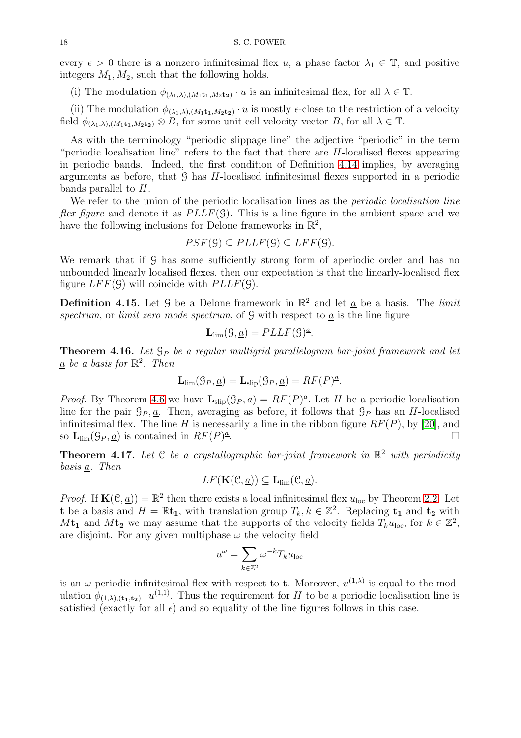every $\epsilon > 0$ there is a nonzero infinitesimal flex $u$, a phase factor $\lambda_1 \in \mathbb{T}$, and positive integers $M_1, M_2$, such that the following holds.

(i) The modulation $\phi_{(\lambda_1,\lambda),(M_1\mathbf{t_1},M_2\mathbf{t_2})} \cdot u$ is an infinitesimal flex, for all $\lambda \in \mathbb{T}$.

(ii) The modulation $\phi_{(\lambda_1,\lambda),(M_1\mathbf{t_1},M_2\mathbf{t_2})} \cdot u$ is mostly $\epsilon$-close to the restriction of a velocity field $\phi_{(\lambda_1,\lambda),(M_1\mathbf{t_1},M_2\mathbf{t_2})} \otimes B$, for some unit cell velocity vector $B$, for all $\lambda \in \mathbb{T}$.

As with the terminology "periodic slippage line" the adjective "periodic" in the term "periodic localisation line" refers to the fact that there are $H$-localised flexes appearing in periodic bands. Indeed, the first condition of Definition 4.14 implies, by averaging arguments as before, that $\mathcal{G}$ has $H$-localised infinitesimal flexes supported in a periodic bands parallel to $H$.

We refer to the union of the periodic localisation lines as the *periodic localisation line flex figure* and denote it as $PLLF(\mathcal{G})$. This is a line figure in the ambient space and we have the following inclusions for Delone frameworks in $\mathbb{R}^2$,

$$PSF(\mathcal{G}) \subseteq PLLF(\mathcal{G}) \subseteq LFF(\mathcal{G}).$$

We remark that if $\mathcal{G}$ has some sufficiently strong form of aperiodic order and has no unbounded linearly localised flexes, then our expectation is that the linearly-localised flex figure $LFF(\mathcal{G})$ will coincide with $PLLF(\mathcal{G})$.

**Definition 4.15.** Let $\mathcal{G}$ be a Delone framework in $\mathbb{R}^2$ and let $\underline{a}$ be a basis. The *limit spectrum*, or *limit zero mode spectrum*, of $\mathcal{G}$ with respect to $\underline{a}$ is the line figure

$$\mathbf{L}_{\lim}(\mathcal{G}, \underline{a}) = PLLF(\mathcal{G})^{\underline{a}}.$$

**Theorem 4.16.** *Let $\mathcal{G}_P$ be a regular multigrid parallelogram bar-joint framework and let $\underline{a}$ be a basis for $\mathbb{R}^2$. Then*

$$\mathbf{L}_{\lim}(\mathcal{G}_P, \underline{a}) = \mathbf{L}_{\text{slip}}(\mathcal{G}_P, \underline{a}) = RF(P)^{\underline{a}}.$$

*Proof.* By Theorem 4.6 we have $\mathbf{L}_{\text{slip}}(\mathcal{G}_P, \underline{a}) = RF(P)^{\underline{a}}$. Let $H$ be a periodic localisation line for the pair $\mathcal{G}_P, \underline{a}$. Then, averaging as before, it follows that $\mathcal{G}_P$ has an $H$-localised infinitesimal flex. The line $H$ is necessarily a line in the ribbon figure $RF(P)$, by [20], and so $\mathbf{L}_{\lim}(\mathcal{G}_P, \underline{a})$ is contained in $RF(P)^{\underline{a}}$. □

**Theorem 4.17.** *Let $\mathcal{C}$ be a crystallographic bar-joint framework in $\mathbb{R}^2$ with periodicity basis $\underline{a}$. Then*

$$LF(\mathbf{K}(\mathcal{C}, \underline{a})) \subseteq \mathbf{L}_{\lim}(\mathcal{C}, \underline{a}).$$

*Proof.* If $\mathbf{K}(\mathcal{C}, \underline{a})) = \mathbb{R}^2$ then there exists a local infinitesimal flex $u_{\text{loc}}$ by Theorem 2.2. Let $\mathbf{t}$ be a basis and $H = \mathbb{R}\mathbf{t_1}$, with translation group $T_k, k \in \mathbb{Z}^2$. Replacing $\mathbf{t_1}$ and $\mathbf{t_2}$ with $M\mathbf{t_1}$ and $M\mathbf{t_2}$ we may assume that the supports of the velocity fields $T_k u_{\text{loc}}$, for $k \in \mathbb{Z}^2$, are disjoint. For any given multiphase $\omega$ the velocity field

$$u^\omega = \sum_{k \in \mathbb{Z}^2} \omega^{-k} T_k u_{\text{loc}}$$

is an $\omega$-periodic infinitesimal flex with respect to $\mathbf{t}$. Moreover, $u^{(1,\lambda)}$ is equal to the modulation $\phi_{(1,\lambda),(\mathbf{t_1},\mathbf{t_2})} \cdot u^{(1,1)}$. Thus the requirement for $H$ to be a periodic localisation line is satisfied (exactly for all $\epsilon$) and so equality of the line figures follows in this case.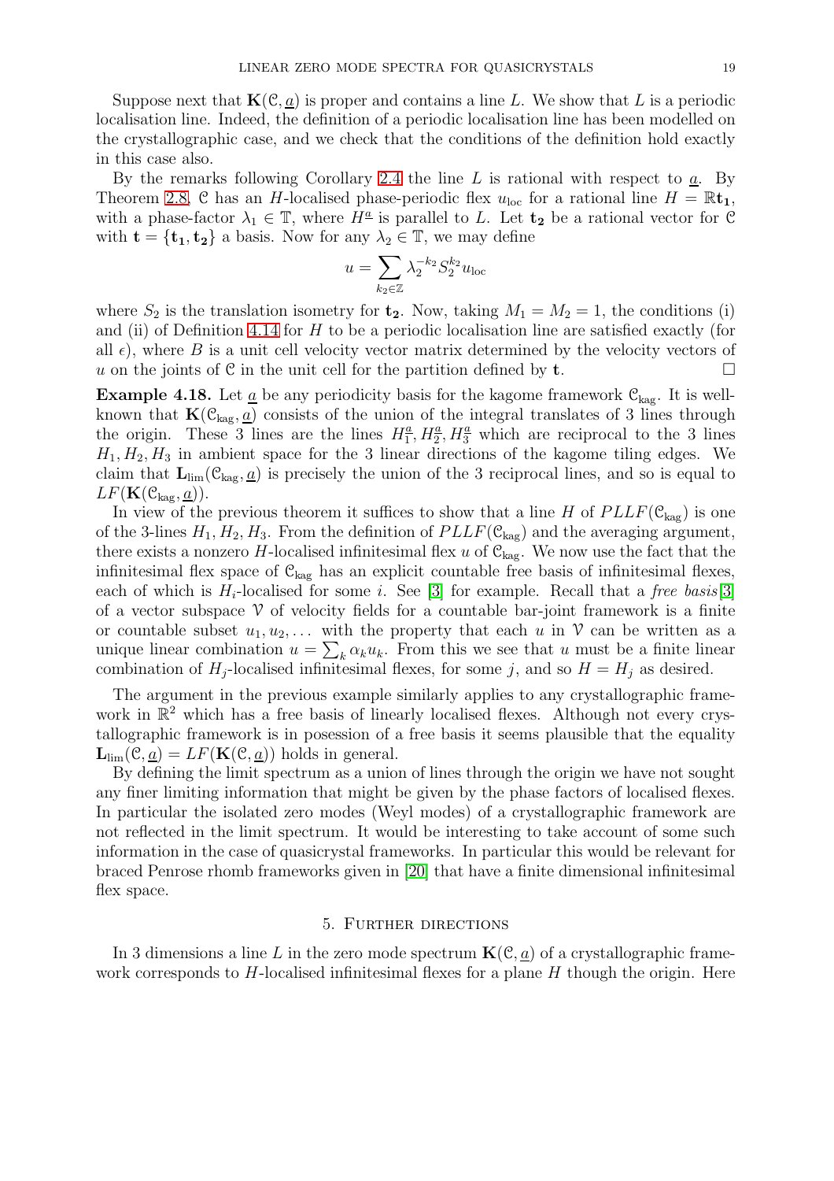Suppose next that $\mathbf{K}(\mathcal{C}, \underline{a})$ is proper and contains a line $L$. We show that $L$ is a periodic localisation line. Indeed, the definition of a periodic localisation line has been modelled on the crystallographic case, and we check that the conditions of the definition hold exactly in this case also.

By the remarks following Corollary 2.4 the line $L$ is rational with respect to $\underline{a}$. By Theorem 2.8, $\mathcal{C}$ has an $H$-localised phase-periodic flex $u_{\text{loc}}$ for a rational line $H = \mathbb{R}\mathbf{t_1}$, with a phase-factor $\lambda_1 \in \mathbb{T}$, where $H^{\underline{a}}$ is parallel to $L$. Let $\mathbf{t_2}$ be a rational vector for $\mathcal{C}$ with $\mathbf{t} = \{\mathbf{t_1}, \mathbf{t_2}\}$ a basis. Now for any $\lambda_2 \in \mathbb{T}$, we may define

$$u = \sum_{k_2 \in \mathbb{Z}} \lambda_2^{-k_2} S_2^{k_2} u_{\text{loc}}$$

where $S_2$ is the translation isometry for $\mathbf{t_2}$. Now, taking $M_1 = M_2 = 1$, the conditions (i) and (ii) of Definition 4.14 for $H$ to be a periodic localisation line are satisfied exactly (for all $\epsilon$), where $B$ is a unit cell velocity vector matrix determined by the velocity vectors of $u$ on the joints of $\mathcal{C}$ in the unit cell for the partition defined by $\mathbf{t}$. $\square$

**Example 4.18.** Let $\underline{a}$ be any periodicity basis for the kagome framework $\mathcal{C}_{\text{kag}}$. It is well-known that $\mathbf{K}(\mathcal{C}_{\text{kag}}, \underline{a})$ consists of the union of the integral translates of 3 lines through the origin. These 3 lines are the lines $H_1^{\underline{a}}, H_2^{\underline{a}}, H_3^{\underline{a}}$ which are reciprocal to the 3 lines $H_1, H_2, H_3$ in ambient space for the 3 linear directions of the kagome tiling edges. We claim that $\mathbf{L}_{\text{lim}}(\mathcal{C}_{\text{kag}}, \underline{a})$ is precisely the union of the 3 reciprocal lines, and so is equal to $LF(\mathbf{K}(\mathcal{C}_{\text{kag}}, \underline{a}))$.

In view of the previous theorem it suffices to show that a line $H$ of $PLLF(\mathcal{C}_{\text{kag}})$ is one of the 3-lines $H_1, H_2, H_3$. From the definition of $PLLF(\mathcal{C}_{\text{kag}})$ and the averaging argument, there exists a nonzero $H$-localised infinitesimal flex $u$ of $\mathcal{C}_{\text{kag}}$. We now use the fact that the infinitesimal flex space of $\mathcal{C}_{\text{kag}}$ has an explicit countable free basis of infinitesimal flexes, each of which is $H_i$-localised for some $i$. See [3] for example. Recall that a *free basis*[3] of a vector subspace $\mathcal{V}$ of velocity fields for a countable bar-joint framework is a finite or countable subset $u_1, u_2, \dots$ with the property that each $u$ in $\mathcal{V}$ can be written as a unique linear combination $u = \sum_k \alpha_k u_k$. From this we see that $u$ must be a finite linear combination of $H_j$-localised infinitesimal flexes, for some $j$, and so $H = H_j$ as desired.

The argument in the previous example similarly applies to any crystallographic framework in $\mathbb{R}^2$ which has a free basis of linearly localised flexes. Although not every crystallographic framework is in posession of a free basis it seems plausible that the equality $\mathbf{L}_{\text{lim}}(\mathcal{C}, \underline{a}) = LF(\mathbf{K}(\mathcal{C}, \underline{a}))$ holds in general.

By defining the limit spectrum as a union of lines through the origin we have not sought any finer limiting information that might be given by the phase factors of localised flexes. In particular the isolated zero modes (Weyl modes) of a crystallographic framework are not reflected in the limit spectrum. It would be interesting to take account of some such information in the case of quasicrystal frameworks. In particular this would be relevant for braced Penrose rhomb frameworks given in [20] that have a finite dimensional infinitesimal flex space.

## 5. Further directions

In 3 dimensions a line $L$ in the zero mode spectrum $\mathbf{K}(\mathcal{C}, \underline{a})$ of a crystallographic framework corresponds to $H$-localised infinitesimal flexes for a plane $H$ though the origin. Here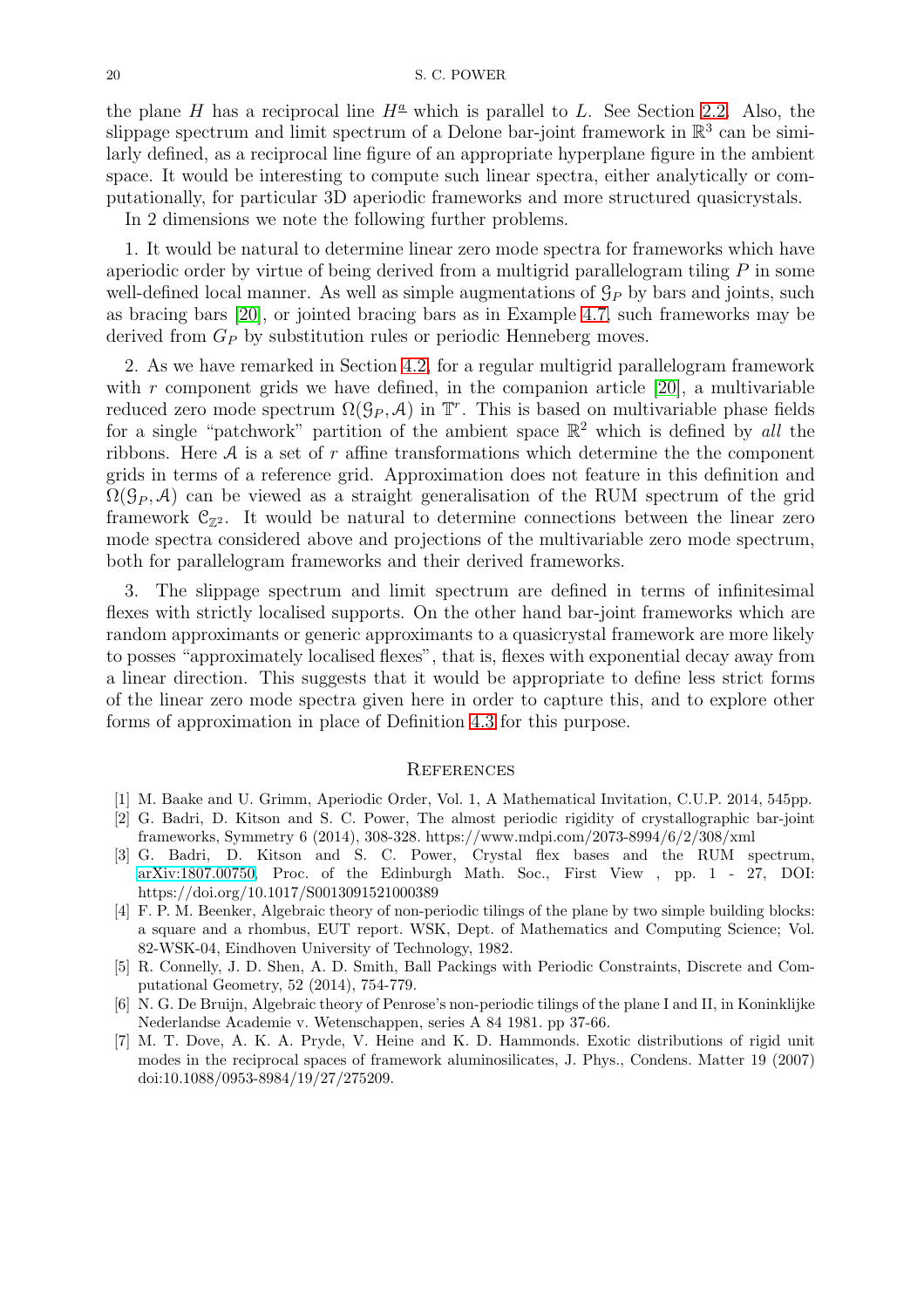the plane $H$ has a reciprocal line $H^{\underline{a}}$ which is parallel to $L$. See Section 2.2. Also, the slippage spectrum and limit spectrum of a Delone bar-joint framework in $\mathbb{R}^3$ can be similarly defined, as a reciprocal line figure of an appropriate hyperplane figure in the ambient space. It would be interesting to compute such linear spectra, either analytically or computationally, for particular 3D aperiodic frameworks and more structured quasicrystals.

In 2 dimensions we note the following further problems.

1. It would be natural to determine linear zero mode spectra for frameworks which have aperiodic order by virtue of being derived from a multigrid parallelogram tiling $P$ in some well-defined local manner. As well as simple augmentations of $\mathcal{G}_P$ by bars and joints, such as bracing bars [20], or jointed bracing bars as in Example 4.7, such frameworks may be derived from $G_P$ by substitution rules or periodic Henneberg moves.

2. As we have remarked in Section 4.2, for a regular multigrid parallelogram framework with $r$ component grids we have defined, in the companion article [20], a multivariable reduced zero mode spectrum $\Omega(\mathcal{G}_P, \mathcal{A})$ in $\mathbb{T}^r$. This is based on multivariable phase fields for a single "patchwork" partition of the ambient space $\mathbb{R}^2$ which is defined by *all* the ribbons. Here $\mathcal{A}$ is a set of $r$ affine transformations which determine the the component grids in terms of a reference grid. Approximation does not feature in this definition and $\Omega(\mathcal{G}_P, \mathcal{A})$ can be viewed as a straight generalisation of the RUM spectrum of the grid framework $\mathcal{C}_{\mathbb{Z}^2}$. It would be natural to determine connections between the linear zero mode spectra considered above and projections of the multivariable zero mode spectrum, both for parallelogram frameworks and their derived frameworks.

3. The slippage spectrum and limit spectrum are defined in terms of infinitesimal flexes with strictly localised supports. On the other hand bar-joint frameworks which are random approximants or generic approximants to a quasicrystal framework are more likely to posses "approximately localised flexes", that is, flexes with exponential decay away from a linear direction. This suggests that it would be appropriate to define less strict forms of the linear zero mode spectra given here in order to capture this, and to explore other forms of approximation in place of Definition 4.3 for this purpose.

## References

[1] M. Baake and U. Grimm, Aperiodic Order, Vol. 1, A Mathematical Invitation, C.U.P. 2014, 545pp.

[2] G. Badri, D. Kitson and S. C. Power, The almost periodic rigidity of crystallographic bar-joint frameworks, Symmetry 6 (2014), 308-328. https://www.mdpi.com/2073-8994/6/2/308/xml

[3] G. Badri, D. Kitson and S. C. Power, Crystal flex bases and the RUM spectrum, arXiv:1807.00750, Proc. of the Edinburgh Math. Soc., First View , pp. 1 - 27, DOI: https://doi.org/10.1017/S0013091521000389

[4] F. P. M. Beenker, Algebraic theory of non-periodic tilings of the plane by two simple building blocks: a square and a rhombus, EUT report. WSK, Dept. of Mathematics and Computing Science; Vol. 82-WSK-04, Eindhoven University of Technology, 1982.

[5] R. Connelly, J. D. Shen, A. D. Smith, Ball Packings with Periodic Constraints, Discrete and Computational Geometry, 52 (2014), 754-779.

[6] N. G. De Bruijn, Algebraic theory of Penrose's non-periodic tilings of the plane I and II, in Koninklijke Nederlandse Academie v. Wetenschappen, series A 84 1981. pp 37-66.

[7] M. T. Dove, A. K. A. Pryde, V. Heine and K. D. Hammonds. Exotic distributions of rigid unit modes in the reciprocal spaces of framework aluminosilicates, J. Phys., Condens. Matter 19 (2007) doi:10.1088/0953-8984/19/27/275209.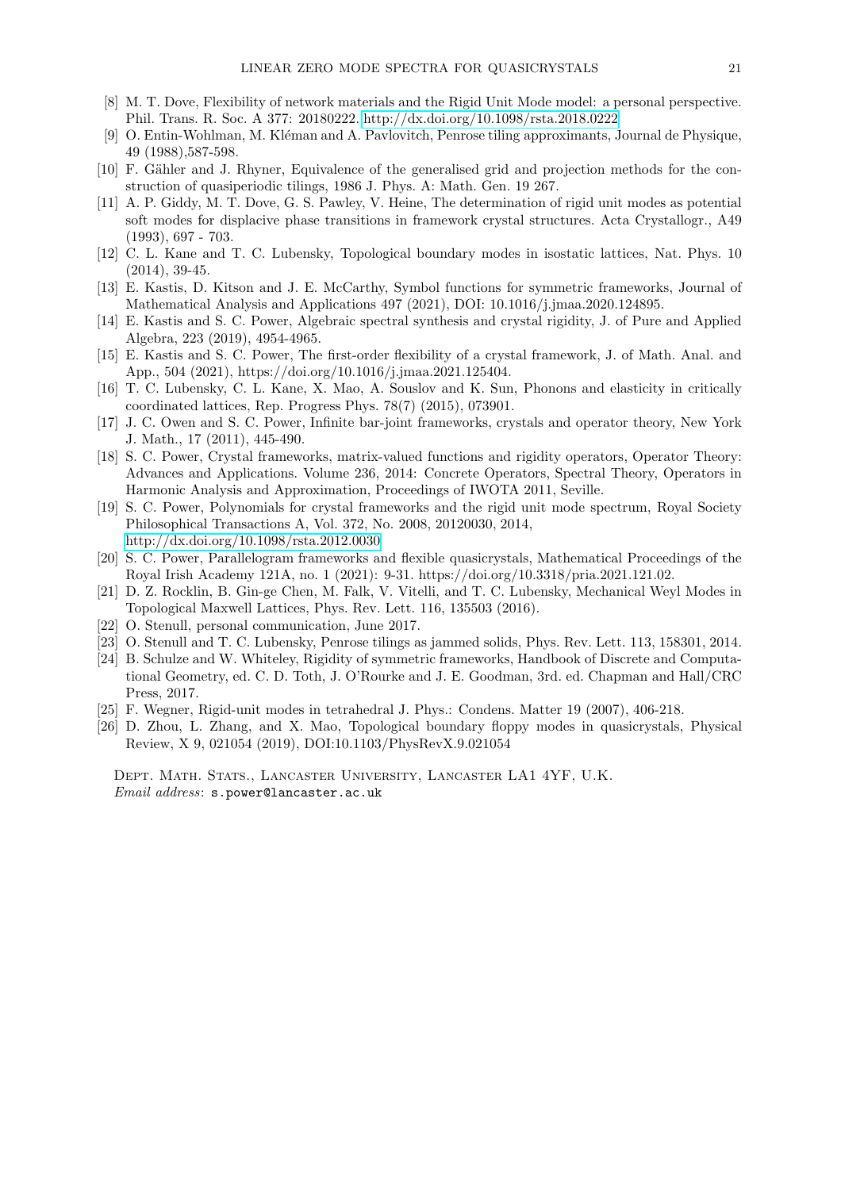[8] M. T. Dove, Flexibility of network materials and the Rigid Unit Mode model: a personal perspective. Phil. Trans. R. Soc. A 377: 20180222. http://dx.doi.org/10.1098/rsta.2018.0222

[9] O. Entin-Wohlman, M. Kléman and A. Pavlovitch, Penrose tiling approximants, Journal de Physique, 49 (1988),587-598.

[10] F. Gähler and J. Rhyner, Equivalence of the generalised grid and projection methods for the construction of quasiperiodic tilings, 1986 J. Phys. A: Math. Gen. 19 267.

[11] A. P. Giddy, M. T. Dove, G. S. Pawley, V. Heine, The determination of rigid unit modes as potential soft modes for displacive phase transitions in framework crystal structures. Acta Crystallogr., A49 (1993), 697 - 703.

[12] C. L. Kane and T. C. Lubensky, Topological boundary modes in isostatic lattices, Nat. Phys. 10 (2014), 39-45.

[13] E. Kastis, D. Kitson and J. E. McCarthy, Symbol functions for symmetric frameworks, Journal of Mathematical Analysis and Applications 497 (2021), DOI: 10.1016/j.jmaa.2020.124895.

[14] E. Kastis and S. C. Power, Algebraic spectral synthesis and crystal rigidity, J. of Pure and Applied Algebra, 223 (2019), 4954-4965.

[15] E. Kastis and S. C. Power, The first-order flexibility of a crystal framework, J. of Math. Anal. and App., 504 (2021), https://doi.org/10.1016/j.jmaa.2021.125404.

[16] T. C. Lubensky, C. L. Kane, X. Mao, A. Souslov and K. Sun, Phonons and elasticity in critically coordinated lattices, Rep. Progress Phys. 78(7) (2015), 073901.

[17] J. C. Owen and S. C. Power, Infinite bar-joint frameworks, crystals and operator theory, New York J. Math., 17 (2011), 445-490.

[18] S. C. Power, Crystal frameworks, matrix-valued functions and rigidity operators, Operator Theory: Advances and Applications. Volume 236, 2014: Concrete Operators, Spectral Theory, Operators in Harmonic Analysis and Approximation, Proceedings of IWOTA 2011, Seville.

[19] S. C. Power, Polynomials for crystal frameworks and the rigid unit mode spectrum, Royal Society Philosophical Transactions A, Vol. 372, No. 2008, 20120030, 2014, http://dx.doi.org/10.1098/rsta.2012.0030

[20] S. C. Power, Parallelogram frameworks and flexible quasicrystals, Mathematical Proceedings of the Royal Irish Academy 121A, no. 1 (2021): 9-31. https://doi.org/10.3318/pria.2021.121.02.

[21] D. Z. Rocklin, B. Gin-ge Chen, M. Falk, V. Vitelli, and T. C. Lubensky, Mechanical Weyl Modes in Topological Maxwell Lattices, Phys. Rev. Lett. 116, 135503 (2016).

[22] O. Stenull, personal communication, June 2017.

[23] O. Stenull and T. C. Lubensky, Penrose tilings as jammed solids, Phys. Rev. Lett. 113, 158301, 2014.

[24] B. Schulze and W. Whiteley, Rigidity of symmetric frameworks, Handbook of Discrete and Computational Geometry, ed. C. D. Toth, J. O'Rourke and J. E. Goodman, 3rd. ed. Chapman and Hall/CRC Press, 2017.

[25] F. Wegner, Rigid-unit modes in tetrahedral J. Phys.: Condens. Matter 19 (2007), 406-218.

[26] D. Zhou, L. Zhang, and X. Mao, Topological boundary floppy modes in quasicrystals, Physical Review, X 9, 021054 (2019), DOI:10.1103/PhysRevX.9.021054

Dept. Math. Stats., Lancaster University, Lancaster LA1 4YF, U.K.
*Email address*: s.power@lancaster.ac.uk